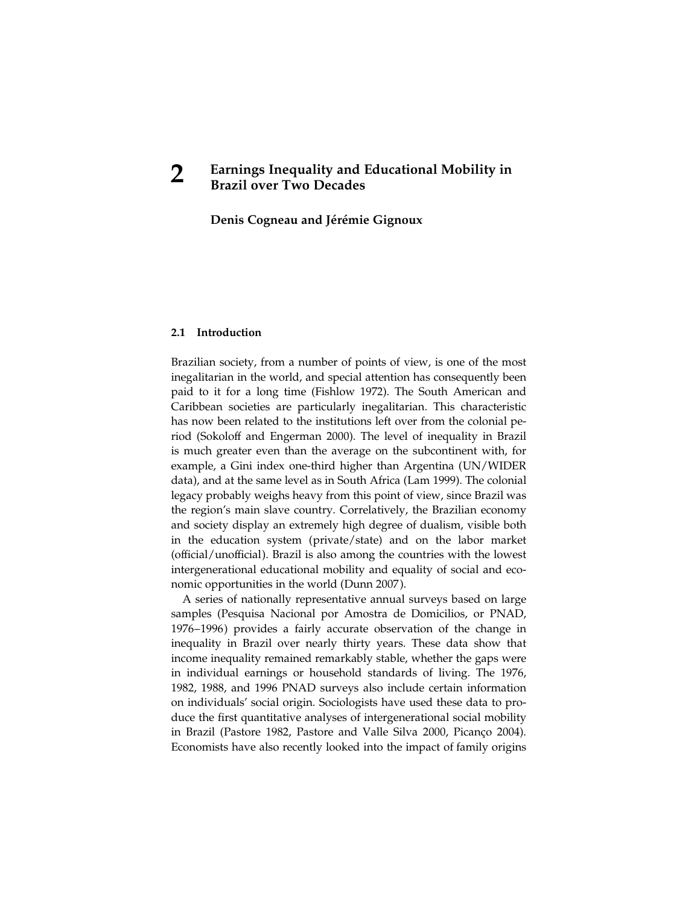# 2 Earnings Inequality and Educational Mobility in Brazil over Two Decades

**Denis Cogneau and Jérémie Gignoux**

## 2.1 Introduction

Brazilian society, from a number of points of view, is one of the most inegalitarian in the world, and special attention has consequently been paid to it for a long time (Fishlow 1972). The South American and Caribbean societies are particularly inegalitarian. This characteristic has now been related to the institutions left over from the colonial period (Sokoloff and Engerman 2000). The level of inequality in Brazil is much greater even than the average on the subcontinent with, for example, a Gini index one-third higher than Argentina (UN/WIDER data), and at the same level as in South Africa (Lam 1999). The colonial legacy probably weighs heavy from this point of view, since Brazil was the region's main slave country. Correlatively, the Brazilian economy and society display an extremely high degree of dualism, visible both in the education system (private/state) and on the labor market (official/unofficial). Brazil is also among the countries with the lowest intergenerational educational mobility and equality of social and economic opportunities in the world (Dunn 2007).

A series of nationally representative annual surveys based on large samples (Pesquisa Nacional por Amostra de Domicilios, or PNAD, 1976–1996) provides a fairly accurate observation of the change in inequality in Brazil over nearly thirty years. These data show that income inequality remained remarkably stable, whether the gaps were in individual earnings or household standards of living. The 1976, 1982, 1988, and 1996 PNAD surveys also include certain information on individuals' social origin. Sociologists have used these data to produce the first quantitative analyses of intergenerational social mobility in Brazil (Pastore 1982, Pastore and Valle Silva 2000, Picanço 2004). Economists have also recently looked into the impact of family origins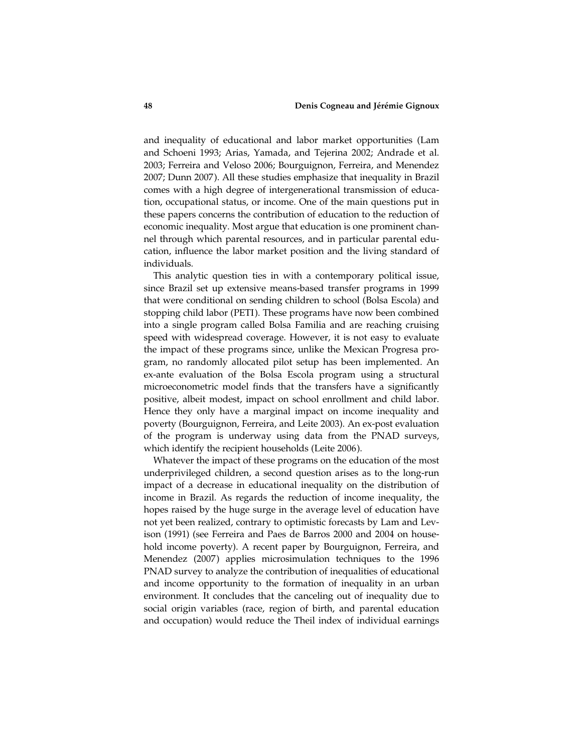and inequality of educational and labor market opportunities (Lam and Schoeni 1993; Arias, Yamada, and Tejerina 2002; Andrade et al. 2003; Ferreira and Veloso 2006; Bourguignon, Ferreira, and Menendez 2007; Dunn 2007). All these studies emphasize that inequality in Brazil comes with a high degree of intergenerational transmission of education, occupational status, or income. One of the main questions put in these papers concerns the contribution of education to the reduction of economic inequality. Most argue that education is one prominent channel through which parental resources, and in particular parental education, influence the labor market position and the living standard of individuals.

This analytic question ties in with a contemporary political issue, since Brazil set up extensive means-based transfer programs in 1999 that were conditional on sending children to school (Bolsa Escola) and stopping child labor (PETI). These programs have now been combined into a single program called Bolsa Familia and are reaching cruising speed with widespread coverage. However, it is not easy to evaluate the impact of these programs since, unlike the Mexican Progresa program, no randomly allocated pilot setup has been implemented. An ex-ante evaluation of the Bolsa Escola program using a structural microeconometric model finds that the transfers have a significantly positive, albeit modest, impact on school enrollment and child labor. Hence they only have a marginal impact on income inequality and poverty (Bourguignon, Ferreira, and Leite 2003). An ex-post evaluation of the program is underway using data from the PNAD surveys, which identify the recipient households (Leite 2006).

Whatever the impact of these programs on the education of the most underprivileged children, a second question arises as to the long-run impact of a decrease in educational inequality on the distribution of income in Brazil. As regards the reduction of income inequality, the hopes raised by the huge surge in the average level of education have not yet been realized, contrary to optimistic forecasts by Lam and Levison (1991) (see Ferreira and Paes de Barros 2000 and 2004 on household income poverty). A recent paper by Bourguignon, Ferreira, and Menendez (2007) applies microsimulation techniques to the 1996 PNAD survey to analyze the contribution of inequalities of educational and income opportunity to the formation of inequality in an urban environment. It concludes that the canceling out of inequality due to social origin variables (race, region of birth, and parental education and occupation) would reduce the Theil index of individual earnings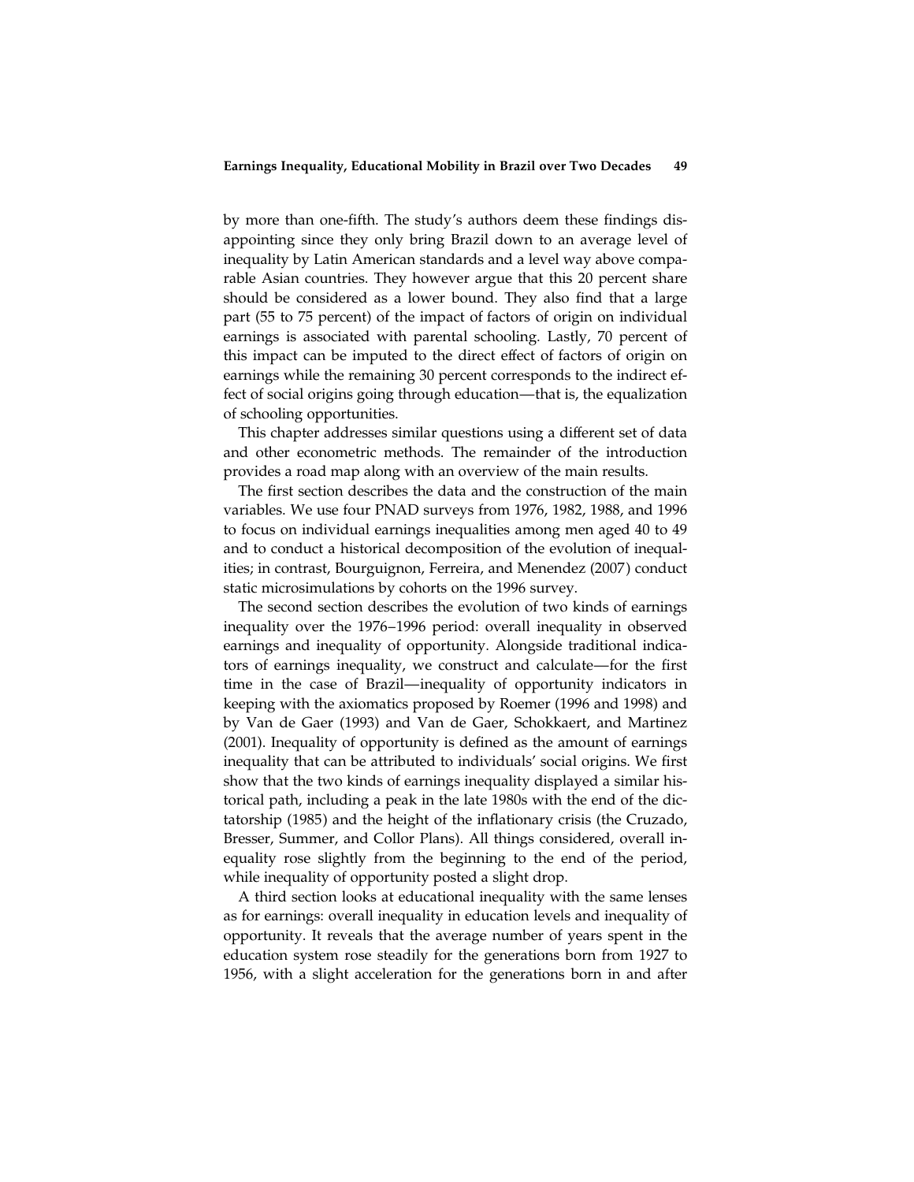by more than one-fifth. The study's authors deem these findings disappointing since they only bring Brazil down to an average level of inequality by Latin American standards and a level way above comparable Asian countries. They however argue that this 20 percent share should be considered as a lower bound. They also find that a large part (55 to 75 percent) of the impact of factors of origin on individual earnings is associated with parental schooling. Lastly, 70 percent of this impact can be imputed to the direct effect of factors of origin on earnings while the remaining 30 percent corresponds to the indirect effect of social origins going through education—that is, the equalization of schooling opportunities.

This chapter addresses similar questions using a different set of data and other econometric methods. The remainder of the introduction provides a road map along with an overview of the main results.

The first section describes the data and the construction of the main variables. We use four PNAD surveys from 1976, 1982, 1988, and 1996 to focus on individual earnings inequalities among men aged 40 to 49 and to conduct a historical decomposition of the evolution of inequalities; in contrast, Bourguignon, Ferreira, and Menendez (2007) conduct static microsimulations by cohorts on the 1996 survey.

The second section describes the evolution of two kinds of earnings inequality over the 1976–1996 period: overall inequality in observed earnings and inequality of opportunity. Alongside traditional indicators of earnings inequality, we construct and calculate—for the first time in the case of Brazil—inequality of opportunity indicators in keeping with the axiomatics proposed by Roemer (1996 and 1998) and by Van de Gaer (1993) and Van de Gaer, Schokkaert, and Martinez (2001). Inequality of opportunity is defined as the amount of earnings inequality that can be attributed to individuals' social origins. We first show that the two kinds of earnings inequality displayed a similar historical path, including a peak in the late 1980s with the end of the dictatorship (1985) and the height of the inflationary crisis (the Cruzado, Bresser, Summer, and Collor Plans). All things considered, overall inequality rose slightly from the beginning to the end of the period, while inequality of opportunity posted a slight drop.

A third section looks at educational inequality with the same lenses as for earnings: overall inequality in education levels and inequality of opportunity. It reveals that the average number of years spent in the education system rose steadily for the generations born from 1927 to 1956, with a slight acceleration for the generations born in and after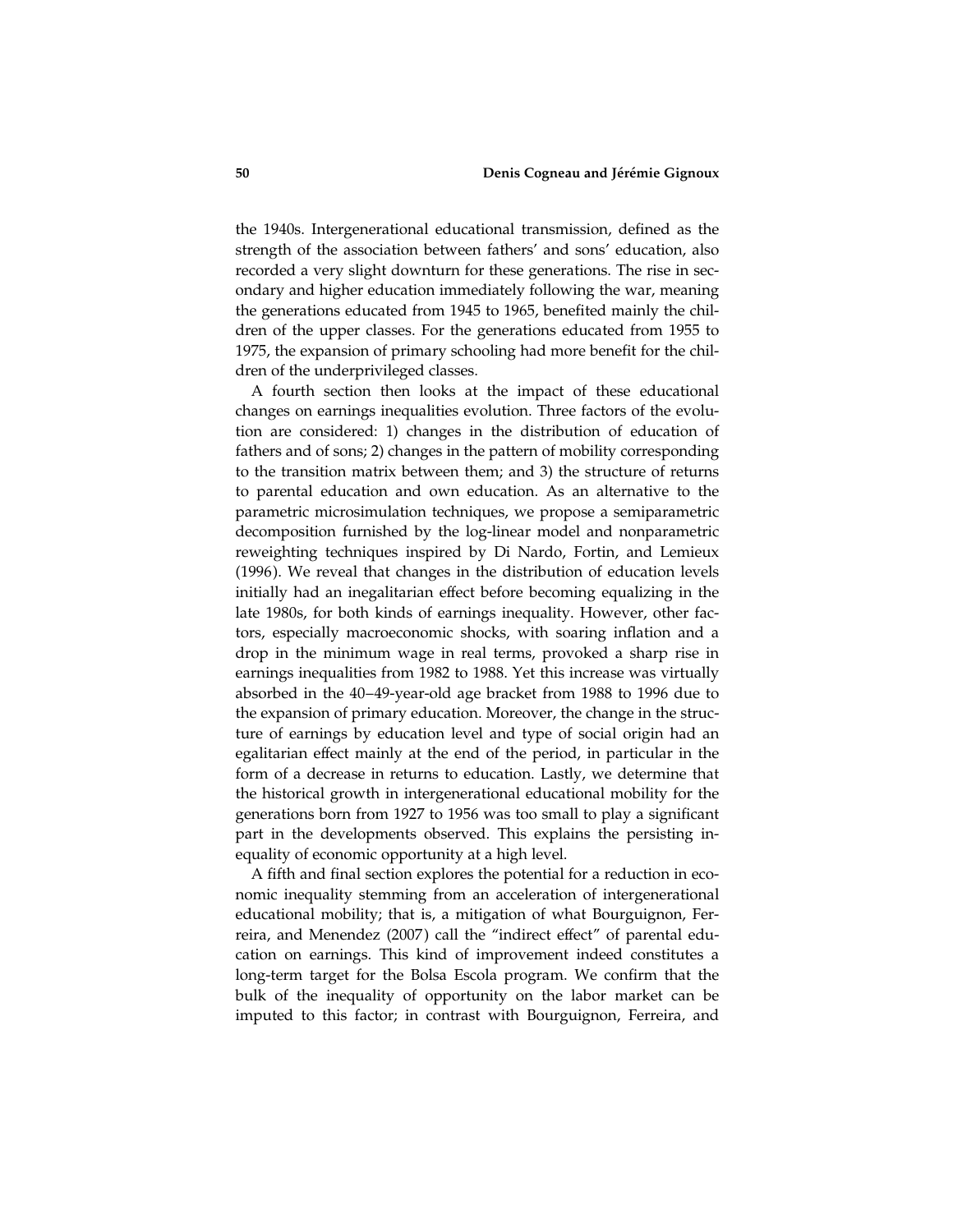the 1940s. Intergenerational educational transmission, defined as the strength of the association between fathers' and sons' education, also recorded a very slight downturn for these generations. The rise in secondary and higher education immediately following the war, meaning the generations educated from 1945 to 1965, benefited mainly the children of the upper classes. For the generations educated from 1955 to 1975, the expansion of primary schooling had more benefit for the children of the underprivileged classes.

A fourth section then looks at the impact of these educational changes on earnings inequalities evolution. Three factors of the evolution are considered: 1) changes in the distribution of education of fathers and of sons; 2) changes in the pattern of mobility corresponding to the transition matrix between them; and 3) the structure of returns to parental education and own education. As an alternative to the parametric microsimulation techniques, we propose a semiparametric decomposition furnished by the log-linear model and nonparametric reweighting techniques inspired by Di Nardo, Fortin, and Lemieux (1996). We reveal that changes in the distribution of education levels initially had an inegalitarian effect before becoming equalizing in the late 1980s, for both kinds of earnings inequality. However, other factors, especially macroeconomic shocks, with soaring inflation and a drop in the minimum wage in real terms, provoked a sharp rise in earnings inequalities from 1982 to 1988. Yet this increase was virtually absorbed in the 40–49-year-old age bracket from 1988 to 1996 due to the expansion of primary education. Moreover, the change in the structure of earnings by education level and type of social origin had an egalitarian effect mainly at the end of the period, in particular in the form of a decrease in returns to education. Lastly, we determine that the historical growth in intergenerational educational mobility for the generations born from 1927 to 1956 was too small to play a significant part in the developments observed. This explains the persisting inequality of economic opportunity at a high level.

A fifth and final section explores the potential for a reduction in economic inequality stemming from an acceleration of intergenerational educational mobility; that is, a mitigation of what Bourguignon, Ferreira, and Menendez (2007) call the "indirect effect" of parental education on earnings. This kind of improvement indeed constitutes a long-term target for the Bolsa Escola program. We confirm that the bulk of the inequality of opportunity on the labor market can be imputed to this factor; in contrast with Bourguignon, Ferreira, and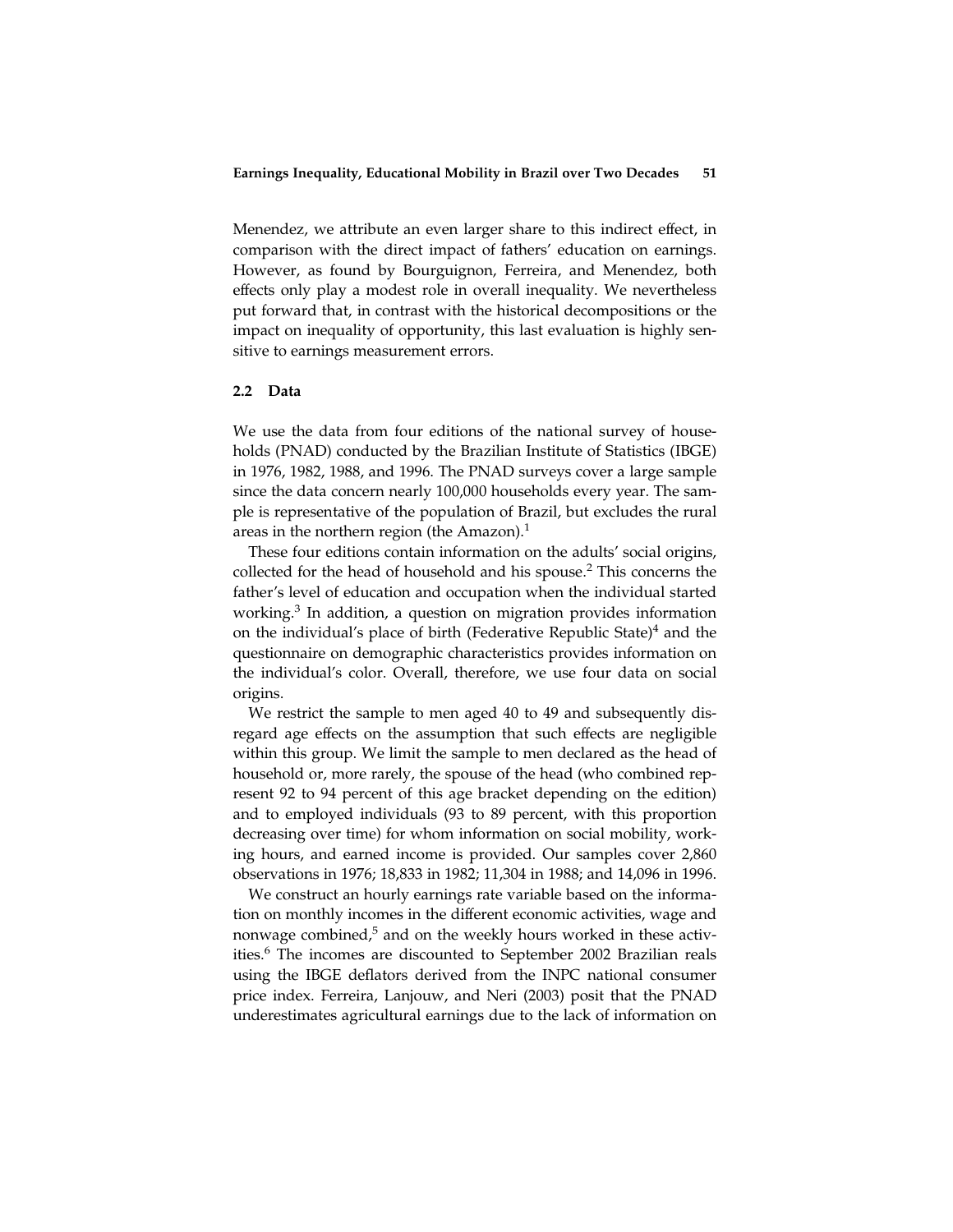Menendez, we attribute an even larger share to this indirect effect, in comparison with the direct impact of fathers' education on earnings. However, as found by Bourguignon, Ferreira, and Menendez, both effects only play a modest role in overall inequality. We nevertheless put forward that, in contrast with the historical decompositions or the impact on inequality of opportunity, this last evaluation is highly sensitive to earnings measurement errors.

## 2.2 Data

We use the data from four editions of the national survey of households (PNAD) conducted by the Brazilian Institute of Statistics (IBGE) in 1976, 1982, 1988, and 1996. The PNAD surveys cover a large sample since the data concern nearly 100,000 households every year. The sample is representative of the population of Brazil, but excludes the rural areas in the northern region (the Amazon).[1]

These four editions contain information on the adults' social origins, collected for the head of household and his spouse.[2] This concerns the father's level of education and occupation when the individual started working.[3] In addition, a question on migration provides information on the individual's place of birth (Federative Republic State)[4] and the questionnaire on demographic characteristics provides information on the individual's color. Overall, therefore, we use four data on social origins.

We restrict the sample to men aged 40 to 49 and subsequently disregard age effects on the assumption that such effects are negligible within this group. We limit the sample to men declared as the head of household or, more rarely, the spouse of the head (who combined represent 92 to 94 percent of this age bracket depending on the edition) and to employed individuals (93 to 89 percent, with this proportion decreasing over time) for whom information on social mobility, working hours, and earned income is provided. Our samples cover 2,860 observations in 1976; 18,833 in 1982; 11,304 in 1988; and 14,096 in 1996.

We construct an hourly earnings rate variable based on the information on monthly incomes in the different economic activities, wage and nonwage combined,[5] and on the weekly hours worked in these activities.[6] The incomes are discounted to September 2002 Brazilian reals using the IBGE deflators derived from the INPC national consumer price index. Ferreira, Lanjouw, and Neri (2003) posit that the PNAD underestimates agricultural earnings due to the lack of information on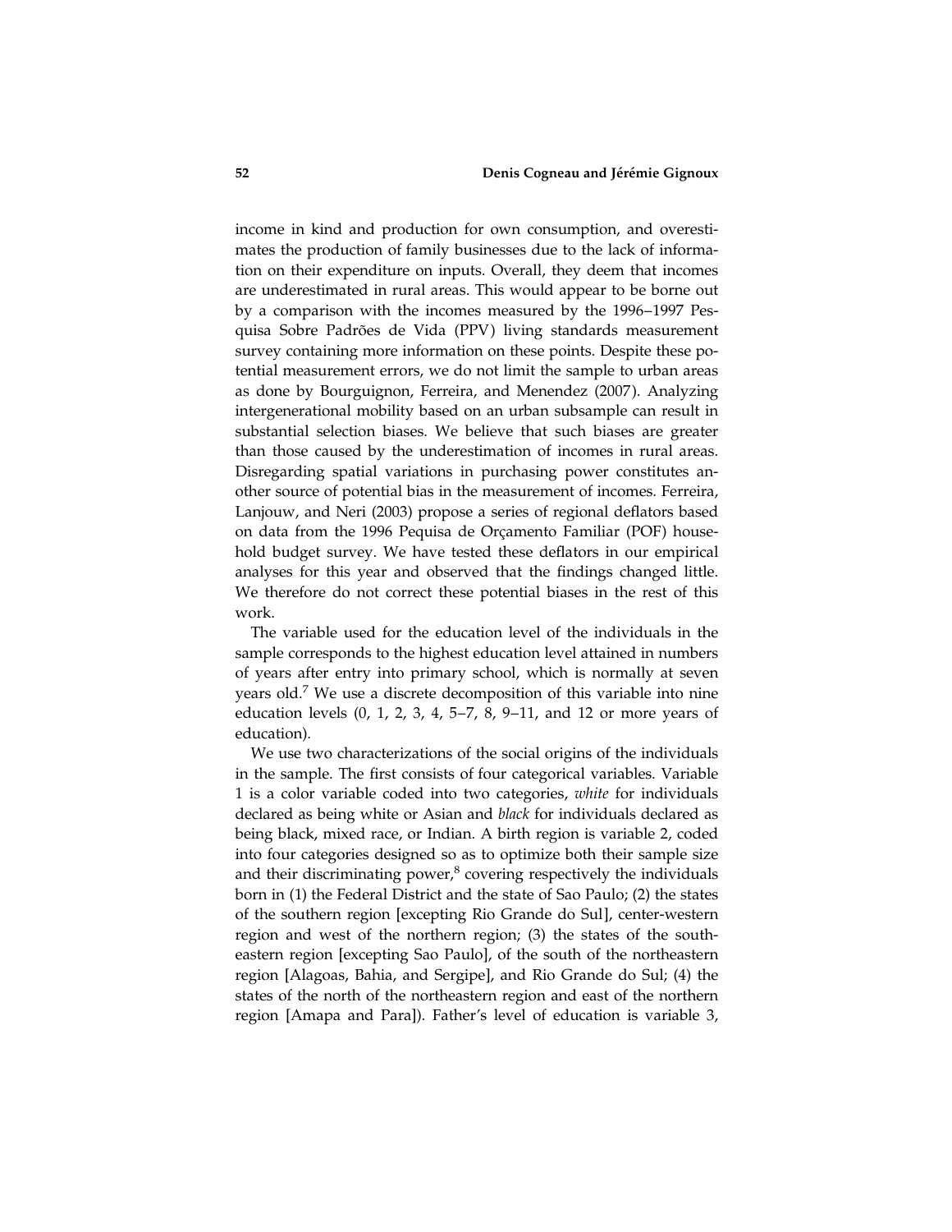income in kind and production for own consumption, and overestimates the production of family businesses due to the lack of information on their expenditure on inputs. Overall, they deem that incomes are underestimated in rural areas. This would appear to be borne out by a comparison with the incomes measured by the 1996–1997 Pesquisa Sobre Padrões de Vida (PPV) living standards measurement survey containing more information on these points. Despite these potential measurement errors, we do not limit the sample to urban areas as done by Bourguignon, Ferreira, and Menendez (2007). Analyzing intergenerational mobility based on an urban subsample can result in substantial selection biases. We believe that such biases are greater than those caused by the underestimation of incomes in rural areas. Disregarding spatial variations in purchasing power constitutes another source of potential bias in the measurement of incomes. Ferreira, Lanjouw, and Neri (2003) propose a series of regional deflators based on data from the 1996 Pequisa de Orçamento Familiar (POF) household budget survey. We have tested these deflators in our empirical analyses for this year and observed that the findings changed little. We therefore do not correct these potential biases in the rest of this work.

The variable used for the education level of the individuals in the sample corresponds to the highest education level attained in numbers of years after entry into primary school, which is normally at seven years old.[7] We use a discrete decomposition of this variable into nine education levels (0, 1, 2, 3, 4, 5–7, 8, 9–11, and 12 or more years of education).

We use two characterizations of the social origins of the individuals in the sample. The first consists of four categorical variables. Variable 1 is a color variable coded into two categories, *white* for individuals declared as being white or Asian and *black* for individuals declared as being black, mixed race, or Indian. A birth region is variable 2, coded into four categories designed so as to optimize both their sample size and their discriminating power,[8] covering respectively the individuals born in (1) the Federal District and the state of Sao Paulo; (2) the states of the southern region [excepting Rio Grande do Sul], center-western region and west of the northern region; (3) the states of the southeastern region [excepting Sao Paulo], of the south of the northeastern region [Alagoas, Bahia, and Sergipe], and Rio Grande do Sul; (4) the states of the north of the northeastern region and east of the northern region [Amapa and Para]). Father's level of education is variable 3,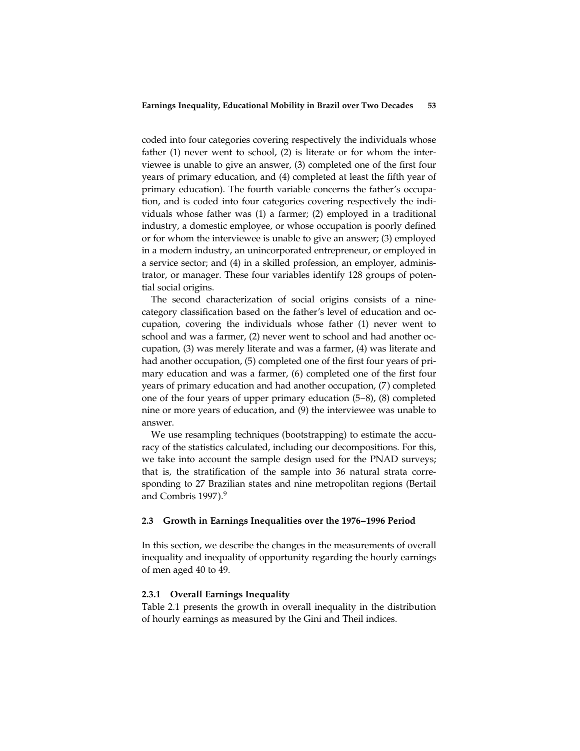coded into four categories covering respectively the individuals whose father (1) never went to school, (2) is literate or for whom the interviewee is unable to give an answer, (3) completed one of the first four years of primary education, and (4) completed at least the fifth year of primary education). The fourth variable concerns the father's occupation, and is coded into four categories covering respectively the individuals whose father was (1) a farmer; (2) employed in a traditional industry, a domestic employee, or whose occupation is poorly defined or for whom the interviewee is unable to give an answer; (3) employed in a modern industry, an unincorporated entrepreneur, or employed in a service sector; and (4) in a skilled profession, an employer, administrator, or manager. These four variables identify 128 groups of potential social origins.

The second characterization of social origins consists of a nine-category classification based on the father's level of education and occupation, covering the individuals whose father (1) never went to school and was a farmer, (2) never went to school and had another occupation, (3) was merely literate and was a farmer, (4) was literate and had another occupation, (5) completed one of the first four years of primary education and was a farmer, (6) completed one of the first four years of primary education and had another occupation, (7) completed one of the four years of upper primary education (5–8), (8) completed nine or more years of education, and (9) the interviewee was unable to answer.

We use resampling techniques (bootstrapping) to estimate the accuracy of the statistics calculated, including our decompositions. For this, we take into account the sample design used for the PNAD surveys; that is, the stratification of the sample into 36 natural strata corresponding to 27 Brazilian states and nine metropolitan regions (Bertail and Combris 1997).[9]

## 2.3 Growth in Earnings Inequalities over the 1976–1996 Period

In this section, we describe the changes in the measurements of overall inequality and inequality of opportunity regarding the hourly earnings of men aged 40 to 49.

### 2.3.1 Overall Earnings Inequality

Table 2.1 presents the growth in overall inequality in the distribution of hourly earnings as measured by the Gini and Theil indices.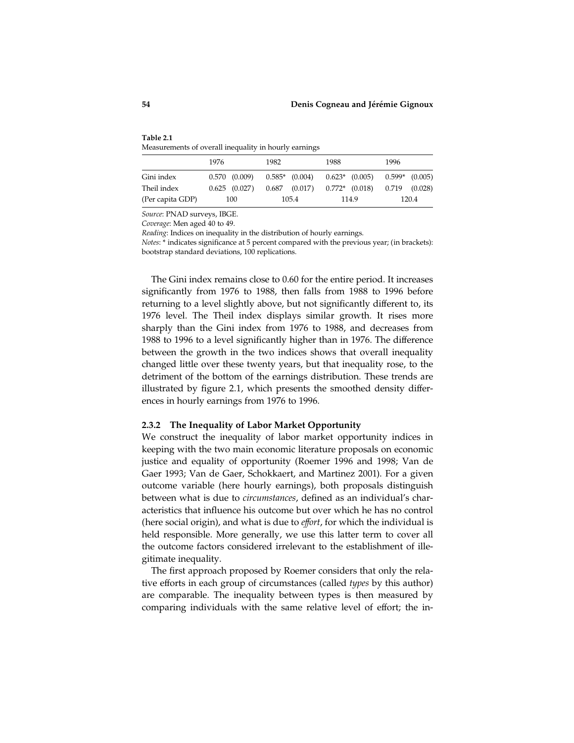**Table 2.1**
Measurements of overall inequality in hourly earnings

| | 1976 | | 1982 | | 1988 | | 1996 | |
|---|---|---|---|---|---|---|---|---|
| Gini index | 0.570 | (0.009) | 0.585* | (0.004) | 0.623* | (0.005) | 0.599* | (0.005) |
| Theil index | 0.625 | (0.027) | 0.687 | (0.017) | 0.772* | (0.018) | 0.719 | (0.028) |
| (Per capita GDP) | 100 | | 105.4 | | 114.9 | | 120.4 | |

*Source*: PNAD surveys, IBGE.
*Coverage*: Men aged 40 to 49.
*Reading*: Indices on inequality in the distribution of hourly earnings.
*Notes*: * indicates significance at 5 percent compared with the previous year; (in brackets): bootstrap standard deviations, 100 replications.

The Gini index remains close to 0.60 for the entire period. It increases significantly from 1976 to 1988, then falls from 1988 to 1996 before returning to a level slightly above, but not significantly different to, its 1976 level. The Theil index displays similar growth. It rises more sharply than the Gini index from 1976 to 1988, and decreases from 1988 to 1996 to a level significantly higher than in 1976. The difference between the growth in the two indices shows that overall inequality changed little over these twenty years, but that inequality rose, to the detriment of the bottom of the earnings distribution. These trends are illustrated by figure 2.1, which presents the smoothed density differences in hourly earnings from 1976 to 1996.

### 2.3.2 The Inequality of Labor Market Opportunity

We construct the inequality of labor market opportunity indices in keeping with the two main economic literature proposals on economic justice and equality of opportunity (Roemer 1996 and 1998; Van de Gaer 1993; Van de Gaer, Schokkaert, and Martinez 2001). For a given outcome variable (here hourly earnings), both proposals distinguish between what is due to *circumstances*, defined as an individual's characteristics that influence his outcome but over which he has no control (here social origin), and what is due to *effort*, for which the individual is held responsible. More generally, we use this latter term to cover all the outcome factors considered irrelevant to the establishment of illegitimate inequality.

The first approach proposed by Roemer considers that only the relative efforts in each group of circumstances (called *types* by this author) are comparable. The inequality between types is then measured by comparing individuals with the same relative level of effort; the in-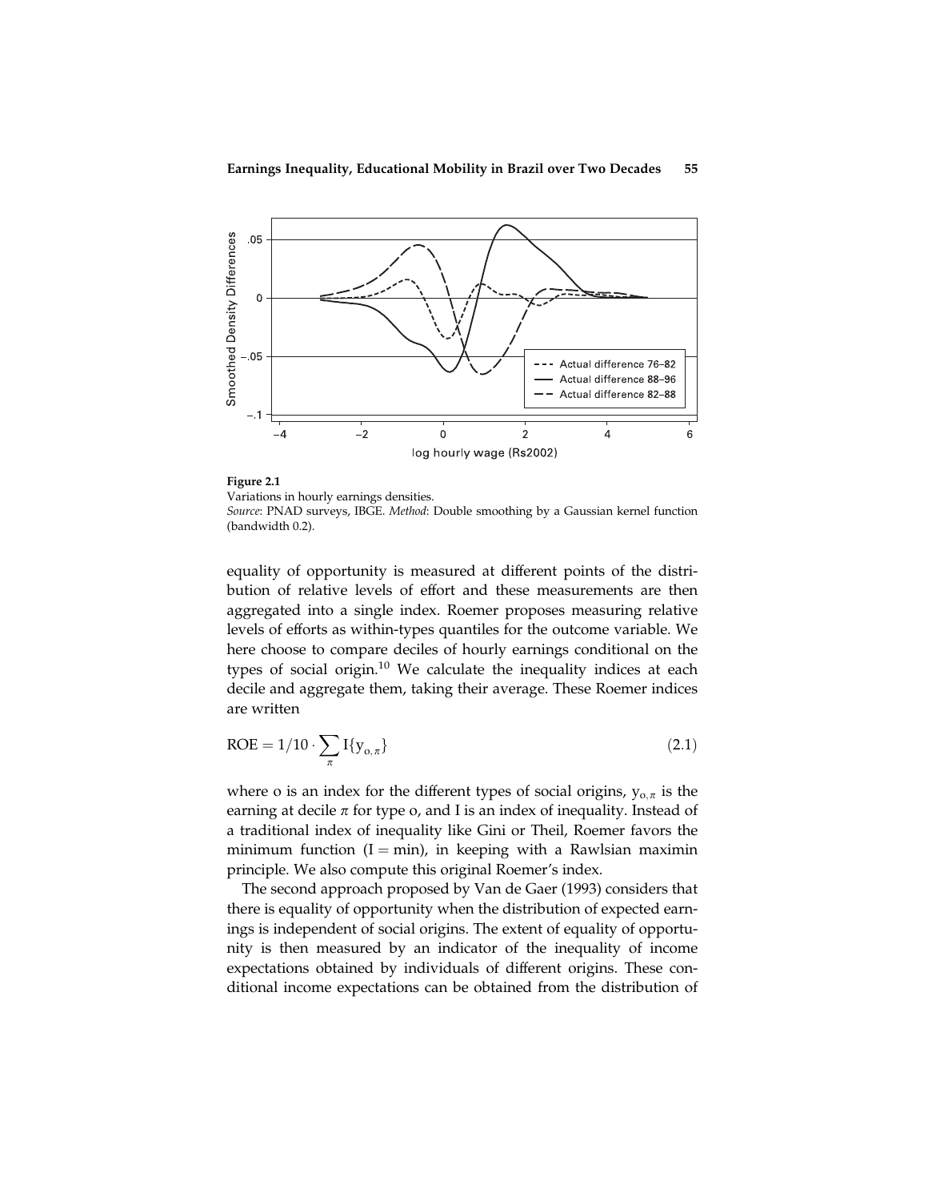**Figure 2.1**
Variations in hourly earnings densities.
*Source*: PNAD surveys, IBGE. *Method*: Double smoothing by a Gaussian kernel function (bandwidth 0.2).

equality of opportunity is measured at different points of the distribution of relative levels of effort and these measurements are then aggregated into a single index. Roemer proposes measuring relative levels of efforts as within-types quantiles for the outcome variable. We here choose to compare deciles of hourly earnings conditional on the types of social origin.[10] We calculate the inequality indices at each decile and aggregate them, taking their average. These Roemer indices are written

$$\mathrm{ROE} = 1/10 \cdot \sum_{\pi} \mathrm{I}\{y_{o,\pi}\} \tag{2.1}$$

where o is an index for the different types of social origins, $y_{o,\pi}$ is the earning at decile $\pi$ for type o, and I is an index of inequality. Instead of a traditional index of inequality like Gini or Theil, Roemer favors the minimum function ($\mathrm{I} = \min$), in keeping with a Rawlsian maximin principle. We also compute this original Roemer's index.

The second approach proposed by Van de Gaer (1993) considers that there is equality of opportunity when the distribution of expected earnings is independent of social origins. The extent of equality of opportunity is then measured by an indicator of the inequality of income expectations obtained by individuals of different origins. These conditional income expectations can be obtained from the distribution of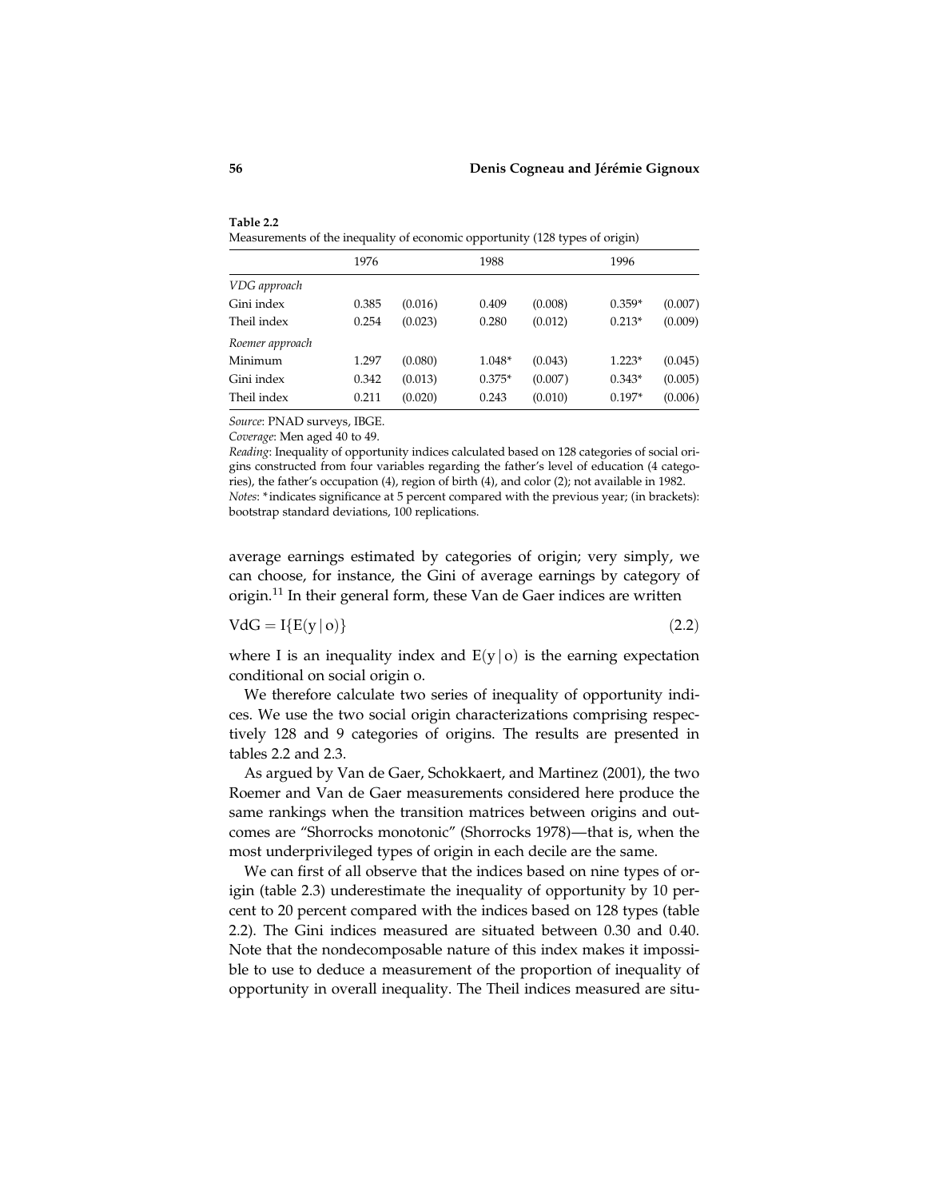**Table 2.2**
Measurements of the inequality of economic opportunity (128 types of origin)

| | 1976 | | 1988 | | 1996 | |
|---|---|---|---|---|---|---|
| *VDG approach* | | | | | | |
| Gini index | 0.385 | (0.016) | 0.409 | (0.008) | 0.359* | (0.007) |
| Theil index | 0.254 | (0.023) | 0.280 | (0.012) | 0.213* | (0.009) |
| *Roemer approach* | | | | | | |
| Minimum | 1.297 | (0.080) | 1.048* | (0.043) | 1.223* | (0.045) |
| Gini index | 0.342 | (0.013) | 0.375* | (0.007) | 0.343* | (0.005) |
| Theil index | 0.211 | (0.020) | 0.243 | (0.010) | 0.197* | (0.006) |

*Source*: PNAD surveys, IBGE.
*Coverage*: Men aged 40 to 49.
*Reading*: Inequality of opportunity indices calculated based on 128 categories of social origins constructed from four variables regarding the father's level of education (4 categories), the father's occupation (4), region of birth (4), and color (2); not available in 1982.
*Notes*: * indicates significance at 5 percent compared with the previous year; (in brackets): bootstrap standard deviations, 100 replications.

average earnings estimated by categories of origin; very simply, we can choose, for instance, the Gini of average earnings by category of origin.[11] In their general form, these Van de Gaer indices are written

$$\mathrm{VdG} = \mathrm{I}\{\mathrm{E}(y \mid o)\} \tag{2.2}$$

where I is an inequality index and $\mathrm{E}(y \mid o)$ is the earning expectation conditional on social origin o.

We therefore calculate two series of inequality of opportunity indices. We use the two social origin characterizations comprising respectively 128 and 9 categories of origins. The results are presented in tables 2.2 and 2.3.

As argued by Van de Gaer, Schokkaert, and Martinez (2001), the two Roemer and Van de Gaer measurements considered here produce the same rankings when the transition matrices between origins and outcomes are "Shorrocks monotonic" (Shorrocks 1978)—that is, when the most underprivileged types of origin in each decile are the same.

We can first of all observe that the indices based on nine types of origin (table 2.3) underestimate the inequality of opportunity by 10 percent to 20 percent compared with the indices based on 128 types (table 2.2). The Gini indices measured are situated between 0.30 and 0.40. Note that the nondecomposable nature of this index makes it impossible to use to deduce a measurement of the proportion of inequality of opportunity in overall inequality. The Theil indices measured are situ-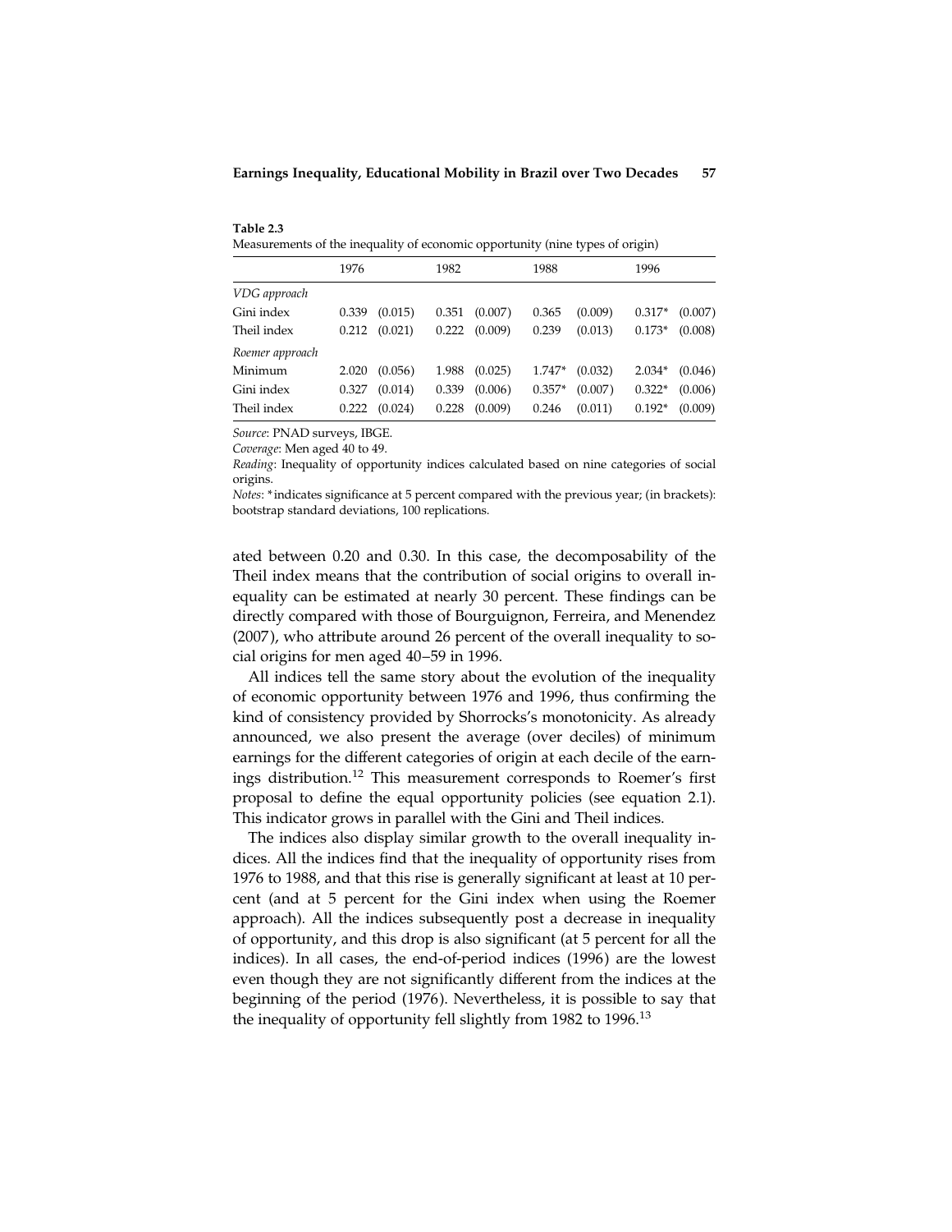**Table 2.3**

Measurements of the inequality of economic opportunity (nine types of origin)

| | 1976 | | 1982 | | 1988 | | 1996 | |
|---|---|---|---|---|---|---|---|---|
| *VDG approach* | | | | | | | | |
| Gini index | 0.339 | (0.015) | 0.351 | (0.007) | 0.365 | (0.009) | 0.317* | (0.007) |
| Theil index | 0.212 | (0.021) | 0.222 | (0.009) | 0.239 | (0.013) | 0.173* | (0.008) |
| *Roemer approach* | | | | | | | | |
| Minimum | 2.020 | (0.056) | 1.988 | (0.025) | 1.747* | (0.032) | 2.034* | (0.046) |
| Gini index | 0.327 | (0.014) | 0.339 | (0.006) | 0.357* | (0.007) | 0.322* | (0.006) |
| Theil index | 0.222 | (0.024) | 0.228 | (0.009) | 0.246 | (0.011) | 0.192* | (0.009) |

*Source*: PNAD surveys, IBGE.

*Coverage*: Men aged 40 to 49.

*Reading*: Inequality of opportunity indices calculated based on nine categories of social origins.

*Notes*: * indicates significance at 5 percent compared with the previous year; (in brackets): bootstrap standard deviations, 100 replications.

ated between 0.20 and 0.30. In this case, the decomposability of the Theil index means that the contribution of social origins to overall inequality can be estimated at nearly 30 percent. These findings can be directly compared with those of Bourguignon, Ferreira, and Menendez (2007), who attribute around 26 percent of the overall inequality to social origins for men aged 40–59 in 1996.

All indices tell the same story about the evolution of the inequality of economic opportunity between 1976 and 1996, thus confirming the kind of consistency provided by Shorrocks's monotonicity. As already announced, we also present the average (over deciles) of minimum earnings for the different categories of origin at each decile of the earnings distribution.[12] This measurement corresponds to Roemer's first proposal to define the equal opportunity policies (see equation 2.1). This indicator grows in parallel with the Gini and Theil indices.

The indices also display similar growth to the overall inequality indices. All the indices find that the inequality of opportunity rises from 1976 to 1988, and that this rise is generally significant at least at 10 percent (and at 5 percent for the Gini index when using the Roemer approach). All the indices subsequently post a decrease in inequality of opportunity, and this drop is also significant (at 5 percent for all the indices). In all cases, the end-of-period indices (1996) are the lowest even though they are not significantly different from the indices at the beginning of the period (1976). Nevertheless, it is possible to say that the inequality of opportunity fell slightly from 1982 to 1996.[13]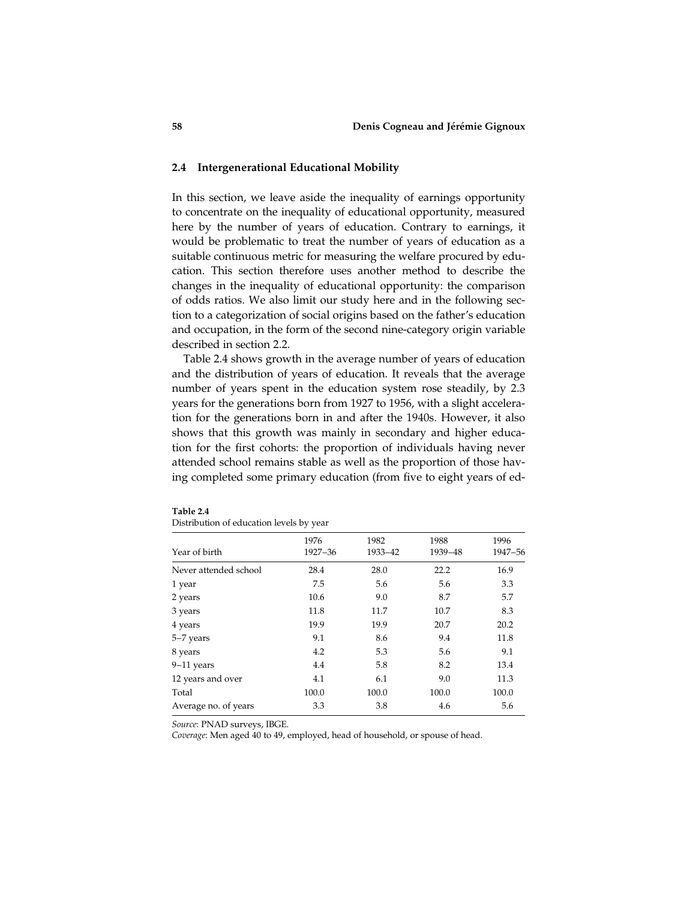## 2.4 Intergenerational Educational Mobility

In this section, we leave aside the inequality of earnings opportunity to concentrate on the inequality of educational opportunity, measured here by the number of years of education. Contrary to earnings, it would be problematic to treat the number of years of education as a suitable continuous metric for measuring the welfare procured by education. This section therefore uses another method to describe the changes in the inequality of educational opportunity: the comparison of odds ratios. We also limit our study here and in the following section to a categorization of social origins based on the father's education and occupation, in the form of the second nine-category origin variable described in section 2.2.

Table 2.4 shows growth in the average number of years of education and the distribution of years of education. It reveals that the average number of years spent in the education system rose steadily, by 2.3 years for the generations born from 1927 to 1956, with a slight acceleration for the generations born in and after the 1940s. However, it also shows that this growth was mainly in secondary and higher education for the first cohorts: the proportion of individuals having never attended school remains stable as well as the proportion of those having completed some primary education (from five to eight years of ed-

**Table 2.4**
Distribution of education levels by year

| Year of birth | 1976<br>1927–36 | 1982<br>1933–42 | 1988<br>1939–48 | 1996<br>1947–56 |
|---|---|---|---|---|
| Never attended school | 28.4 | 28.0 | 22.2 | 16.9 |
| 1 year | 7.5 | 5.6 | 5.6 | 3.3 |
| 2 years | 10.6 | 9.0 | 8.7 | 5.7 |
| 3 years | 11.8 | 11.7 | 10.7 | 8.3 |
| 4 years | 19.9 | 19.9 | 20.7 | 20.2 |
| 5–7 years | 9.1 | 8.6 | 9.4 | 11.8 |
| 8 years | 4.2 | 5.3 | 5.6 | 9.1 |
| 9–11 years | 4.4 | 5.8 | 8.2 | 13.4 |
| 12 years and over | 4.1 | 6.1 | 9.0 | 11.3 |
| Total | 100.0 | 100.0 | 100.0 | 100.0 |
| Average no. of years | 3.3 | 3.8 | 4.6 | 5.6 |

*Source*: PNAD surveys, IBGE.
*Coverage*: Men aged 40 to 49, employed, head of household, or spouse of head.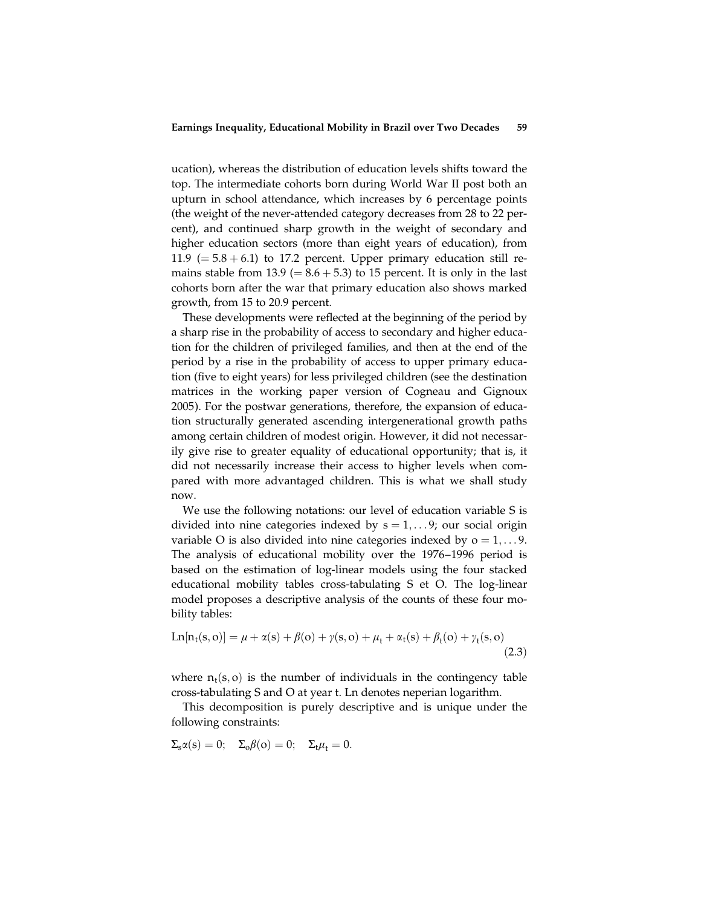ucation), whereas the distribution of education levels shifts toward the top. The intermediate cohorts born during World War II post both an upturn in school attendance, which increases by 6 percentage points (the weight of the never-attended category decreases from 28 to 22 percent), and continued sharp growth in the weight of secondary and higher education sectors (more than eight years of education), from 11.9 ($= 5.8 + 6.1$) to 17.2 percent. Upper primary education still remains stable from 13.9 ($= 8.6 + 5.3$) to 15 percent. It is only in the last cohorts born after the war that primary education also shows marked growth, from 15 to 20.9 percent.

These developments were reflected at the beginning of the period by a sharp rise in the probability of access to secondary and higher education for the children of privileged families, and then at the end of the period by a rise in the probability of access to upper primary education (five to eight years) for less privileged children (see the destination matrices in the working paper version of Cogneau and Gignoux 2005). For the postwar generations, therefore, the expansion of education structurally generated ascending intergenerational growth paths among certain children of modest origin. However, it did not necessarily give rise to greater equality of educational opportunity; that is, it did not necessarily increase their access to higher levels when compared with more advantaged children. This is what we shall study now.

We use the following notations: our level of education variable S is divided into nine categories indexed by $s = 1, \ldots 9$; our social origin variable O is also divided into nine categories indexed by $o = 1, \ldots 9$. The analysis of educational mobility over the 1976–1996 period is based on the estimation of log-linear models using the four stacked educational mobility tables cross-tabulating S et O. The log-linear model proposes a descriptive analysis of the counts of these four mobility tables:

$$\mathrm{Ln}[n_t(s, o)] = \mu + \alpha(s) + \beta(o) + \gamma(s, o) + \mu_t + \alpha_t(s) + \beta_t(o) + \gamma_t(s, o) \tag{2.3}$$

where $n_t(s, o)$ is the number of individuals in the contingency table cross-tabulating S and O at year t. Ln denotes neperian logarithm.

This decomposition is purely descriptive and is unique under the following constraints:

$$\Sigma_s \alpha(s) = 0; \quad \Sigma_o \beta(o) = 0; \quad \Sigma_t \mu_t = 0.$$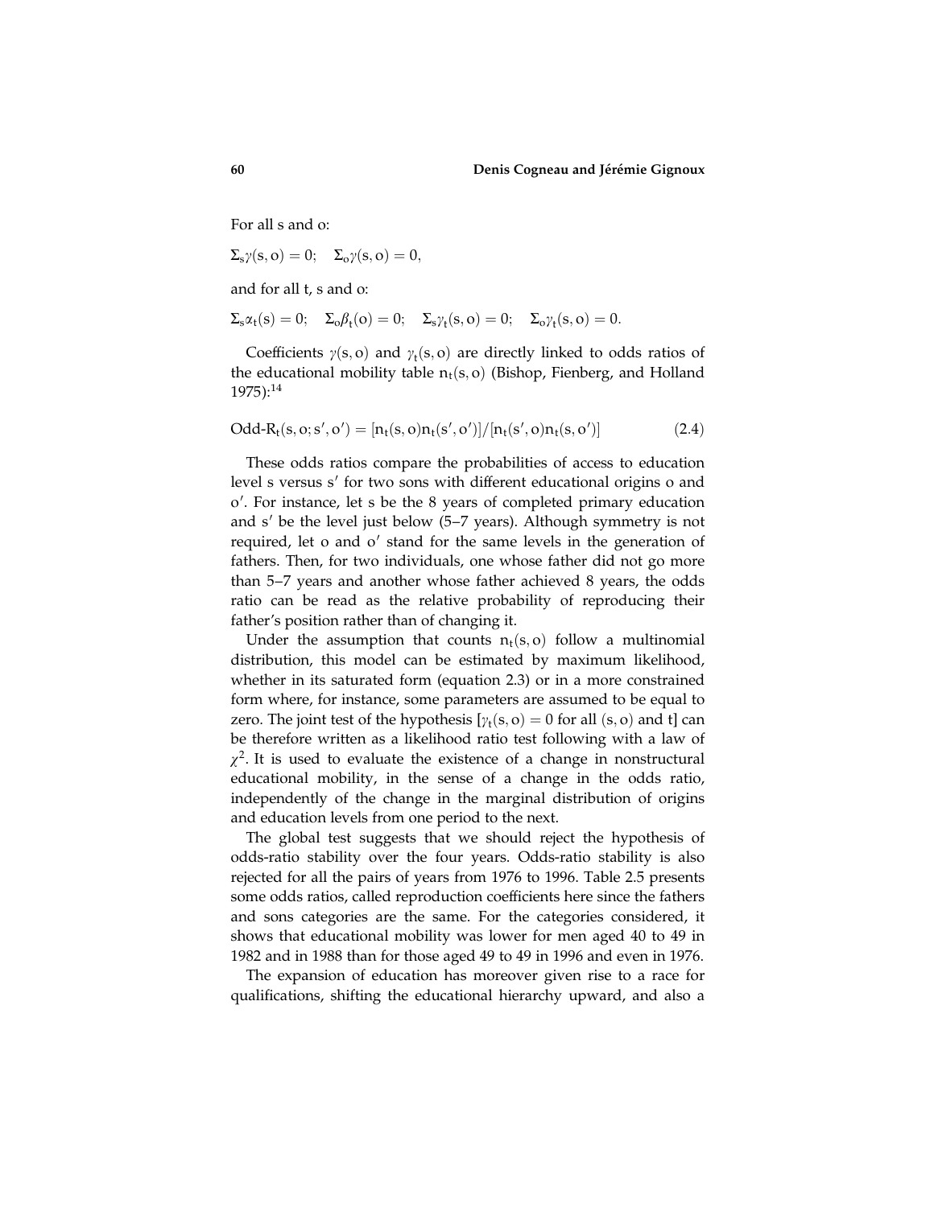For all s and o:

$\Sigma_s \gamma(s, o) = 0; \quad \Sigma_o \gamma(s, o) = 0,$

and for all t, s and o:

$\Sigma_s \alpha_t(s) = 0; \quad \Sigma_o \beta_t(o) = 0; \quad \Sigma_s \gamma_t(s, o) = 0; \quad \Sigma_o \gamma_t(s, o) = 0.$

Coefficients $\gamma(s, o)$ and $\gamma_t(s, o)$ are directly linked to odds ratios of the educational mobility table $n_t(s, o)$ (Bishop, Fienberg, and Holland 1975):[14]

$$\text{Odd-R}_t(s, o; s', o') = [n_t(s, o) n_t(s', o')]/[n_t(s', o) n_t(s, o')] \tag{2.4}$$

These odds ratios compare the probabilities of access to education level s versus s′ for two sons with different educational origins o and o′. For instance, let s be the 8 years of completed primary education and s′ be the level just below (5–7 years). Although symmetry is not required, let o and o′ stand for the same levels in the generation of fathers. Then, for two individuals, one whose father did not go more than 5–7 years and another whose father achieved 8 years, the odds ratio can be read as the relative probability of reproducing their father's position rather than of changing it.

Under the assumption that counts $n_t(s, o)$ follow a multinomial distribution, this model can be estimated by maximum likelihood, whether in its saturated form (equation 2.3) or in a more constrained form where, for instance, some parameters are assumed to be equal to zero. The joint test of the hypothesis [$\gamma_t(s, o) = 0$ for all $(s, o)$ and t] can be therefore written as a likelihood ratio test following with a law of $\chi^2$. It is used to evaluate the existence of a change in nonstructural educational mobility, in the sense of a change in the odds ratio, independently of the change in the marginal distribution of origins and education levels from one period to the next.

The global test suggests that we should reject the hypothesis of odds-ratio stability over the four years. Odds-ratio stability is also rejected for all the pairs of years from 1976 to 1996. Table 2.5 presents some odds ratios, called reproduction coefficients here since the fathers and sons categories are the same. For the categories considered, it shows that educational mobility was lower for men aged 40 to 49 in 1982 and in 1988 than for those aged 49 to 49 in 1996 and even in 1976.

The expansion of education has moreover given rise to a race for qualifications, shifting the educational hierarchy upward, and also a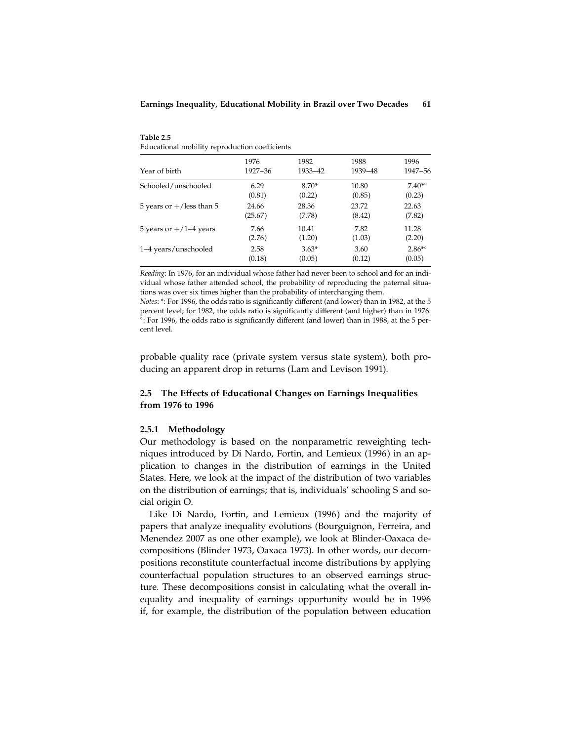**Table 2.5**
Educational mobility reproduction coefficients

| Year of birth | 1976<br>1927–36 | 1982<br>1933–42 | 1988<br>1939–48 | 1996<br>1947–56 |
|---|---|---|---|---|
| Schooled/unschooled | 6.29<br>(0.81) | 8.70*<br>(0.22) | 10.80<br>(0.85) | 7.40*°<br>(0.23) |
| 5 years or +/less than 5 | 24.66<br>(25.67) | 28.36<br>(7.78) | 23.72<br>(8.42) | 22.63<br>(7.82) |
| 5 years or +/1–4 years | 7.66<br>(2.76) | 10.41<br>(1.20) | 7.82<br>(1.03) | 11.28<br>(2.20) |
| 1–4 years/unschooled | 2.58<br>(0.18) | 3.63*<br>(0.05) | 3.60<br>(0.12) | 2.86*°<br>(0.05) |

*Reading*: In 1976, for an individual whose father had never been to school and for an individual whose father attended school, the probability of reproducing the paternal situations was over six times higher than the probability of interchanging them.
*Notes*: *: For 1996, the odds ratio is significantly different (and lower) than in 1982, at the 5 percent level; for 1982, the odds ratio is significantly different (and higher) than in 1976. °: For 1996, the odds ratio is significantly different (and lower) than in 1988, at the 5 percent level.

probable quality race (private system versus state system), both producing an apparent drop in returns (Lam and Levison 1991).

## 2.5 The Effects of Educational Changes on Earnings Inequalities from 1976 to 1996

### 2.5.1 Methodology

Our methodology is based on the nonparametric reweighting techniques introduced by Di Nardo, Fortin, and Lemieux (1996) in an application to changes in the distribution of earnings in the United States. Here, we look at the impact of the distribution of two variables on the distribution of earnings; that is, individuals' schooling S and social origin O.

Like Di Nardo, Fortin, and Lemieux (1996) and the majority of papers that analyze inequality evolutions (Bourguignon, Ferreira, and Menendez 2007 as one other example), we look at Blinder-Oaxaca decompositions (Blinder 1973, Oaxaca 1973). In other words, our decompositions reconstitute counterfactual income distributions by applying counterfactual population structures to an observed earnings structure. These decompositions consist in calculating what the overall inequality and inequality of earnings opportunity would be in 1996 if, for example, the distribution of the population between education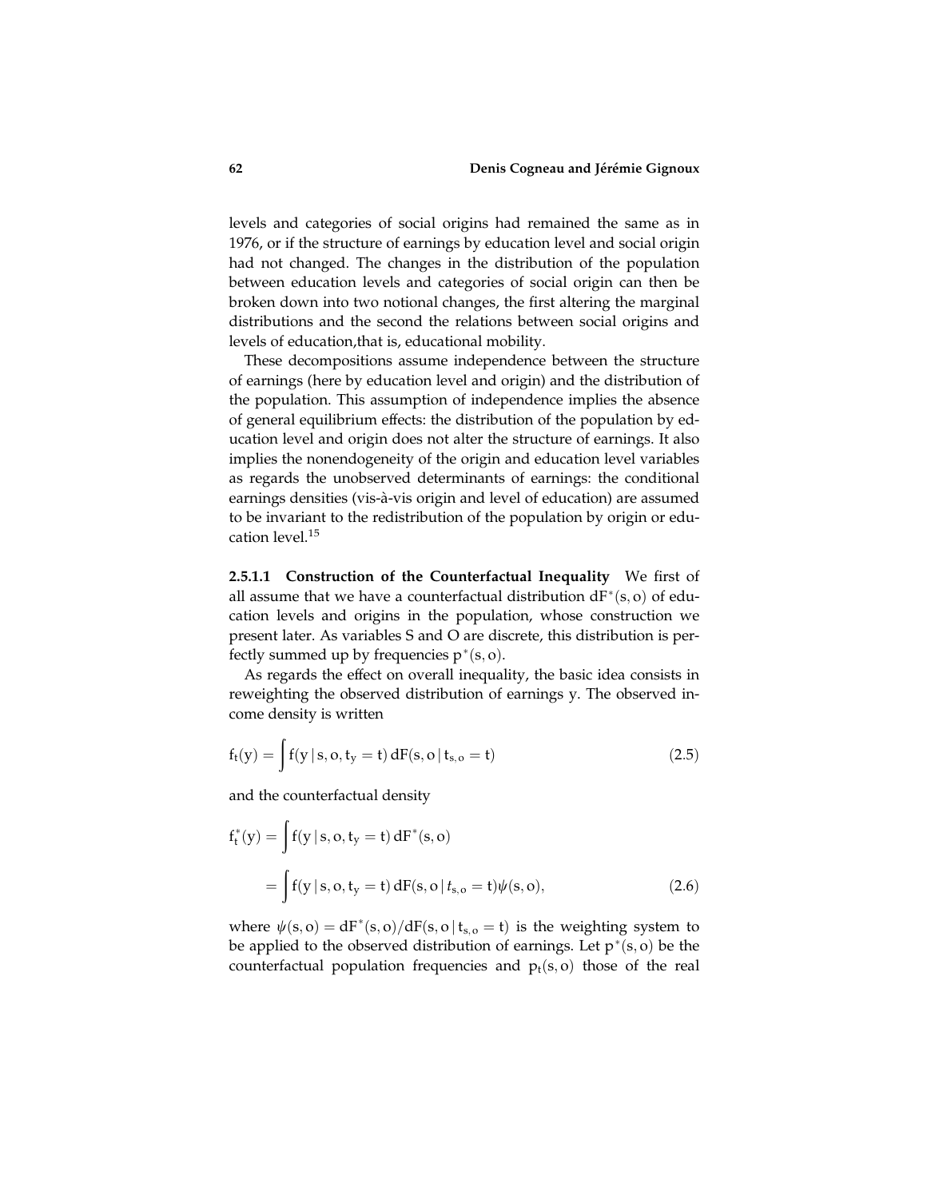levels and categories of social origins had remained the same as in 1976, or if the structure of earnings by education level and social origin had not changed. The changes in the distribution of the population between education levels and categories of social origin can then be broken down into two notional changes, the first altering the marginal distributions and the second the relations between social origins and levels of education,that is, educational mobility.

These decompositions assume independence between the structure of earnings (here by education level and origin) and the distribution of the population. This assumption of independence implies the absence of general equilibrium effects: the distribution of the population by education level and origin does not alter the structure of earnings. It also implies the nonendogeneity of the origin and education level variables as regards the unobserved determinants of earnings: the conditional earnings densities (vis-à-vis origin and level of education) are assumed to be invariant to the redistribution of the population by origin or education level.[15]

#### 2.5.1.1 Construction of the Counterfactual Inequality

We first of all assume that we have a counterfactual distribution $dF^*(s, o)$ of education levels and origins in the population, whose construction we present later. As variables S and O are discrete, this distribution is perfectly summed up by frequencies $p^*(s, o)$.

As regards the effect on overall inequality, the basic idea consists in reweighting the observed distribution of earnings y. The observed income density is written

$$f_t(y) = \int f(y \mid s, o, t_y = t)\, dF(s, o \mid t_{s,o} = t) \tag{2.5}$$

and the counterfactual density

$$\begin{aligned} f_t^*(y) &= \int f(y \mid s, o, t_y = t)\, dF^*(s, o) \\ &= \int f(y \mid s, o, t_y = t)\, dF(s, o \mid t_{s,o} = t)\psi(s, o), \end{aligned} \tag{2.6}$$

where $\psi(s, o) = dF^*(s, o)/dF(s, o \mid t_{s,o} = t)$ is the weighting system to be applied to the observed distribution of earnings. Let $p^*(s, o)$ be the counterfactual population frequencies and $p_t(s, o)$ those of the real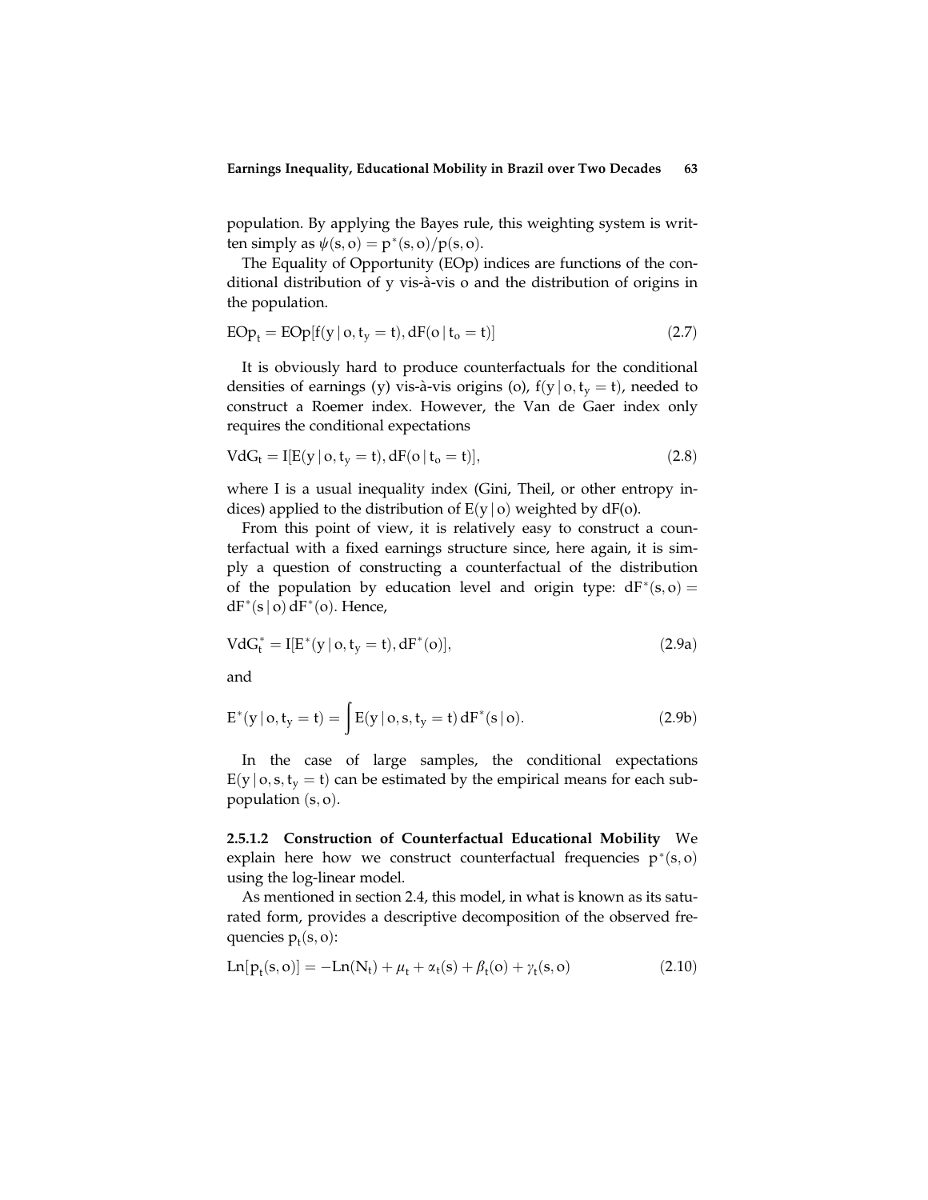population. By applying the Bayes rule, this weighting system is written simply as $\psi(s, o) = p^*(s, o)/p(s, o)$.

The Equality of Opportunity (EOp) indices are functions of the conditional distribution of y vis-à-vis o and the distribution of origins in the population.

$$\text{EOp}_t = \text{EOp}[f(y \mid o, t_y = t), dF(o \mid t_o = t)] \tag{2.7}$$

It is obviously hard to produce counterfactuals for the conditional densities of earnings (y) vis-à-vis origins (o), $f(y \mid o, t_y = t)$, needed to construct a Roemer index. However, the Van de Gaer index only requires the conditional expectations

$$\text{VdG}_t = I[E(y \mid o, t_y = t), dF(o \mid t_o = t)], \tag{2.8}$$

where I is a usual inequality index (Gini, Theil, or other entropy indices) applied to the distribution of $E(y \mid o)$ weighted by dF(o).

From this point of view, it is relatively easy to construct a counterfactual with a fixed earnings structure since, here again, it is simply a question of constructing a counterfactual of the distribution of the population by education level and origin type: $dF^*(s, o) = dF^*(s \mid o)\, dF^*(o)$. Hence,

$$\text{VdG}_t^* = I[E^*(y \mid o, t_y = t), dF^*(o)], \tag{2.9a}$$

and

$$E^*(y \mid o, t_y = t) = \int E(y \mid o, s, t_y = t)\, dF^*(s \mid o). \tag{2.9b}$$

In the case of large samples, the conditional expectations $E(y \mid o, s, t_y = t)$ can be estimated by the empirical means for each subpopulation $(s, o)$.

**2.5.1.2 Construction of Counterfactual Educational Mobility** We explain here how we construct counterfactual frequencies $p^*(s, o)$ using the log-linear model.

As mentioned in section 2.4, this model, in what is known as its saturated form, provides a descriptive decomposition of the observed frequencies $p_t(s, o)$:

$$\text{Ln}[p_t(s, o)] = -\text{Ln}(N_t) + \mu_t + \alpha_t(s) + \beta_t(o) + \gamma_t(s, o) \tag{2.10}$$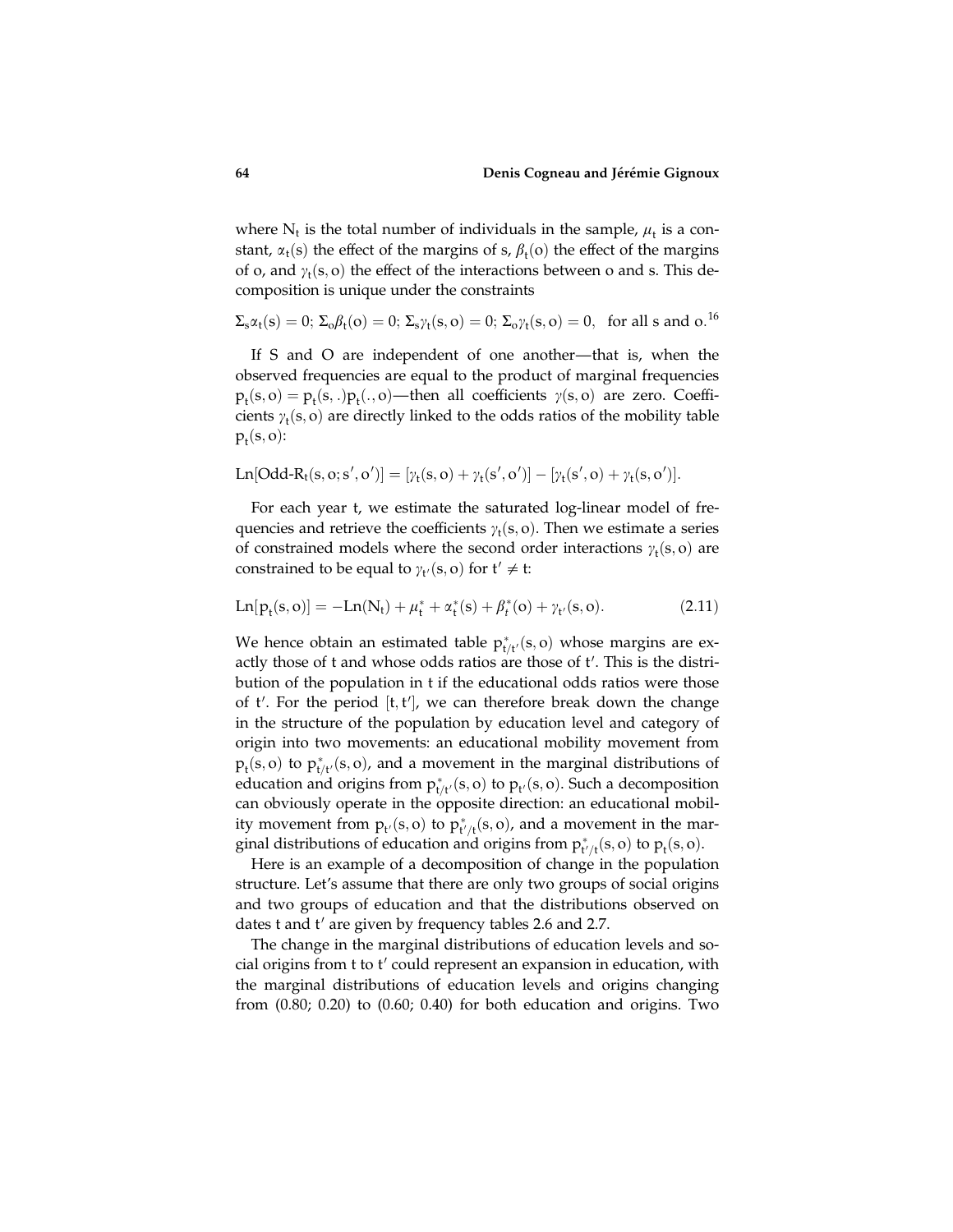where $N_t$ is the total number of individuals in the sample, $\mu_t$ is a constant, $\alpha_t(s)$ the effect of the margins of s, $\beta_t(o)$ the effect of the margins of o, and $\gamma_t(s, o)$ the effect of the interactions between o and s. This decomposition is unique under the constraints

$\Sigma_s \alpha_t(s) = 0$; $\Sigma_o \beta_t(o) = 0$; $\Sigma_s \gamma_t(s, o) = 0$; $\Sigma_o \gamma_t(s, o) = 0$, for all s and o.[16]

If S and O are independent of one another—that is, when the observed frequencies are equal to the product of marginal frequencies $p_t(s, o) = p_t(s, .)p_t(., o)$—then all coefficients $\gamma(s, o)$ are zero. Coefficients $\gamma_t(s, o)$ are directly linked to the odds ratios of the mobility table $p_t(s, o)$:

$$\text{Ln}[\text{Odd-R}_t(s, o; s', o')] = [\gamma_t(s, o) + \gamma_t(s', o')] - [\gamma_t(s', o) + \gamma_t(s, o')].$$

For each year t, we estimate the saturated log-linear model of frequencies and retrieve the coefficients $\gamma_t(s, o)$. Then we estimate a series of constrained models where the second order interactions $\gamma_t(s, o)$ are constrained to be equal to $\gamma_{t'}(s, o)$ for $t' \neq t$:

$$\text{Ln}[p_t(s, o)] = -\text{Ln}(N_t) + \mu^*_t + \alpha^*_t(s) + \beta^*_t(o) + \gamma_{t'}(s, o). \tag{2.11}$$

We hence obtain an estimated table $p^*_{t/t'}(s, o)$ whose margins are exactly those of t and whose odds ratios are those of t'. This is the distribution of the population in t if the educational odds ratios were those of t'. For the period $[t, t']$, we can therefore break down the change in the structure of the population by education level and category of origin into two movements: an educational mobility movement from $p_t(s, o)$ to $p^*_{t/t'}(s, o)$, and a movement in the marginal distributions of education and origins from $p^*_{t/t'}(s, o)$ to $p_{t'}(s, o)$. Such a decomposition can obviously operate in the opposite direction: an educational mobility movement from $p_{t'}(s, o)$ to $p^*_{t'/t}(s, o)$, and a movement in the marginal distributions of education and origins from $p^*_{t'/t}(s, o)$ to $p_t(s, o)$.

Here is an example of a decomposition of change in the population structure. Let's assume that there are only two groups of social origins and two groups of education and that the distributions observed on dates t and t' are given by frequency tables 2.6 and 2.7.

The change in the marginal distributions of education levels and social origins from t to t' could represent an expansion in education, with the marginal distributions of education levels and origins changing from (0.80; 0.20) to (0.60; 0.40) for both education and origins. Two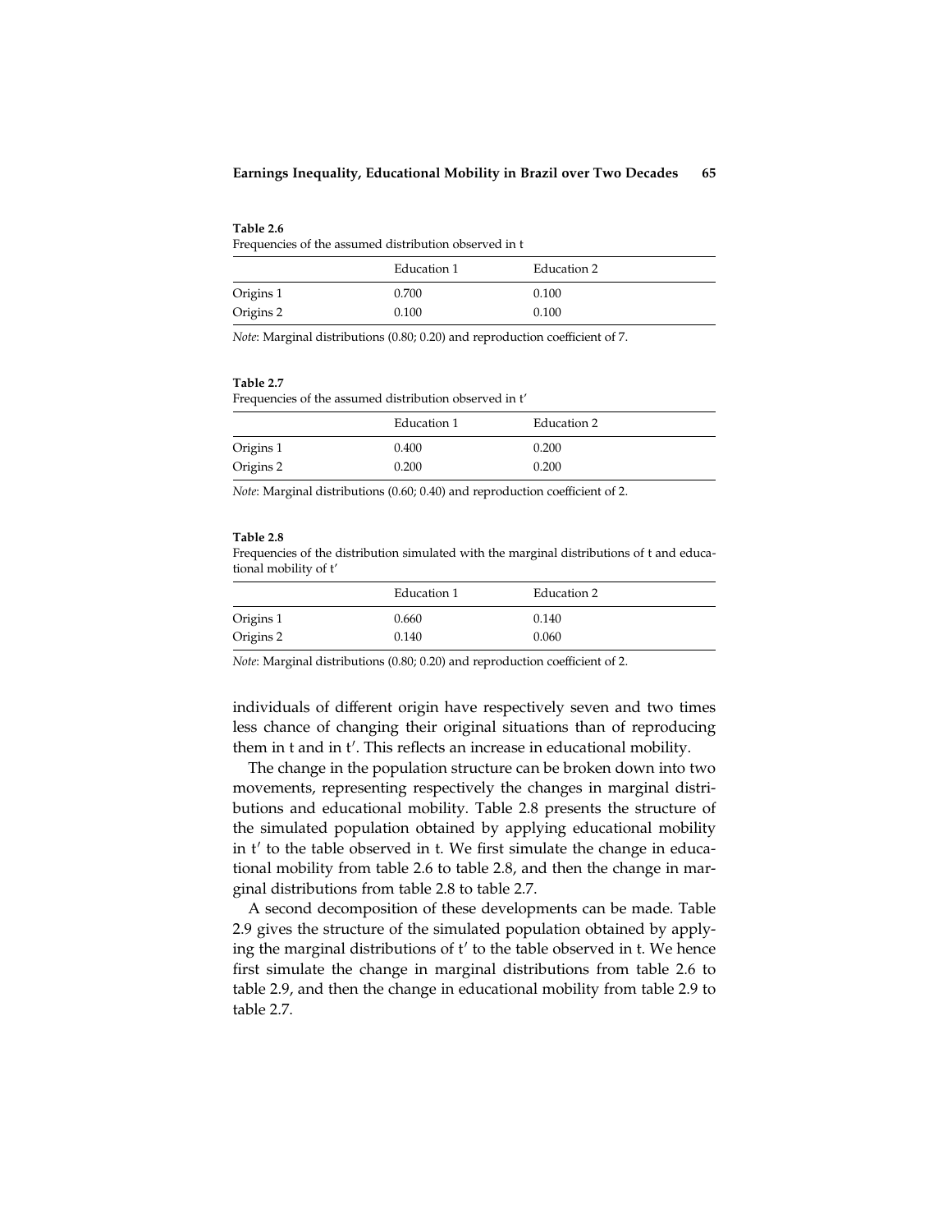**Table 2.6**
Frequencies of the assumed distribution observed in t

| | Education 1 | Education 2 |
|---|---|---|
| Origins 1 | 0.700 | 0.100 |
| Origins 2 | 0.100 | 0.100 |

*Note*: Marginal distributions (0.80; 0.20) and reproduction coefficient of 7.

**Table 2.7**
Frequencies of the assumed distribution observed in t′

| | Education 1 | Education 2 |
|---|---|---|
| Origins 1 | 0.400 | 0.200 |
| Origins 2 | 0.200 | 0.200 |

*Note*: Marginal distributions (0.60; 0.40) and reproduction coefficient of 2.

**Table 2.8**
Frequencies of the distribution simulated with the marginal distributions of t and educational mobility of t′

| | Education 1 | Education 2 |
|---|---|---|
| Origins 1 | 0.660 | 0.140 |
| Origins 2 | 0.140 | 0.060 |

*Note*: Marginal distributions (0.80; 0.20) and reproduction coefficient of 2.

individuals of different origin have respectively seven and two times less chance of changing their original situations than of reproducing them in t and in t′. This reflects an increase in educational mobility.

The change in the population structure can be broken down into two movements, representing respectively the changes in marginal distributions and educational mobility. Table 2.8 presents the structure of the simulated population obtained by applying educational mobility in t′ to the table observed in t. We first simulate the change in educational mobility from table 2.6 to table 2.8, and then the change in marginal distributions from table 2.8 to table 2.7.

A second decomposition of these developments can be made. Table 2.9 gives the structure of the simulated population obtained by applying the marginal distributions of t′ to the table observed in t. We hence first simulate the change in marginal distributions from table 2.6 to table 2.9, and then the change in educational mobility from table 2.9 to table 2.7.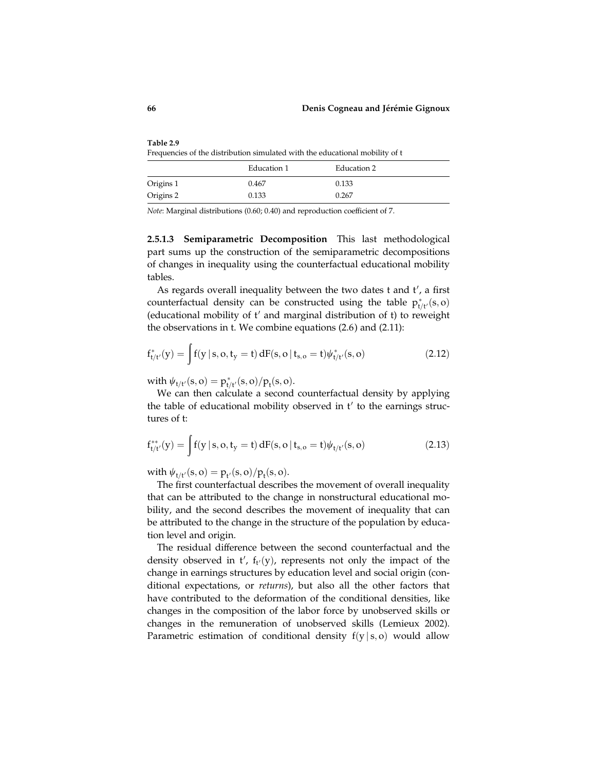**Table 2.9**
Frequencies of the distribution simulated with the educational mobility of t

| | Education 1 | Education 2 |
|---|---|---|
| Origins 1 | 0.467 | 0.133 |
| Origins 2 | 0.133 | 0.267 |

*Note*: Marginal distributions (0.60; 0.40) and reproduction coefficient of 7.

**2.5.1.3 Semiparametric Decomposition** This last methodological part sums up the construction of the semiparametric decompositions of changes in inequality using the counterfactual educational mobility tables.

As regards overall inequality between the two dates t and t′, a first counterfactual density can be constructed using the table $p^*_{t/t'}(s, o)$ (educational mobility of t′ and marginal distribution of t) to reweight the observations in t. We combine equations (2.6) and (2.11):

$$f^*_{t/t'}(y) = \int f(y \mid s, o, t_y = t)\, dF(s, o \mid t_{s,o} = t)\psi^*_{t/t'}(s, o) \tag{2.12}$$

with $\psi_{t/t'}(s, o) = p^*_{t/t'}(s, o)/p_t(s, o)$.

We can then calculate a second counterfactual density by applying the table of educational mobility observed in t′ to the earnings structures of t:

$$f^{**}_{t/t'}(y) = \int f(y \mid s, o, t_y = t)\, dF(s, o \mid t_{s,o} = t)\psi_{t/t'}(s, o) \tag{2.13}$$

with $\psi_{t/t'}(s, o) = p_{t'}(s, o)/p_t(s, o)$.

The first counterfactual describes the movement of overall inequality that can be attributed to the change in nonstructural educational mobility, and the second describes the movement of inequality that can be attributed to the change in the structure of the population by education level and origin.

The residual difference between the second counterfactual and the density observed in t′, $f_{t'}(y)$, represents not only the impact of the change in earnings structures by education level and social origin (conditional expectations, or *returns*), but also all the other factors that have contributed to the deformation of the conditional densities, like changes in the composition of the labor force by unobserved skills or changes in the remuneration of unobserved skills (Lemieux 2002). Parametric estimation of conditional density $f(y \mid s, o)$ would allow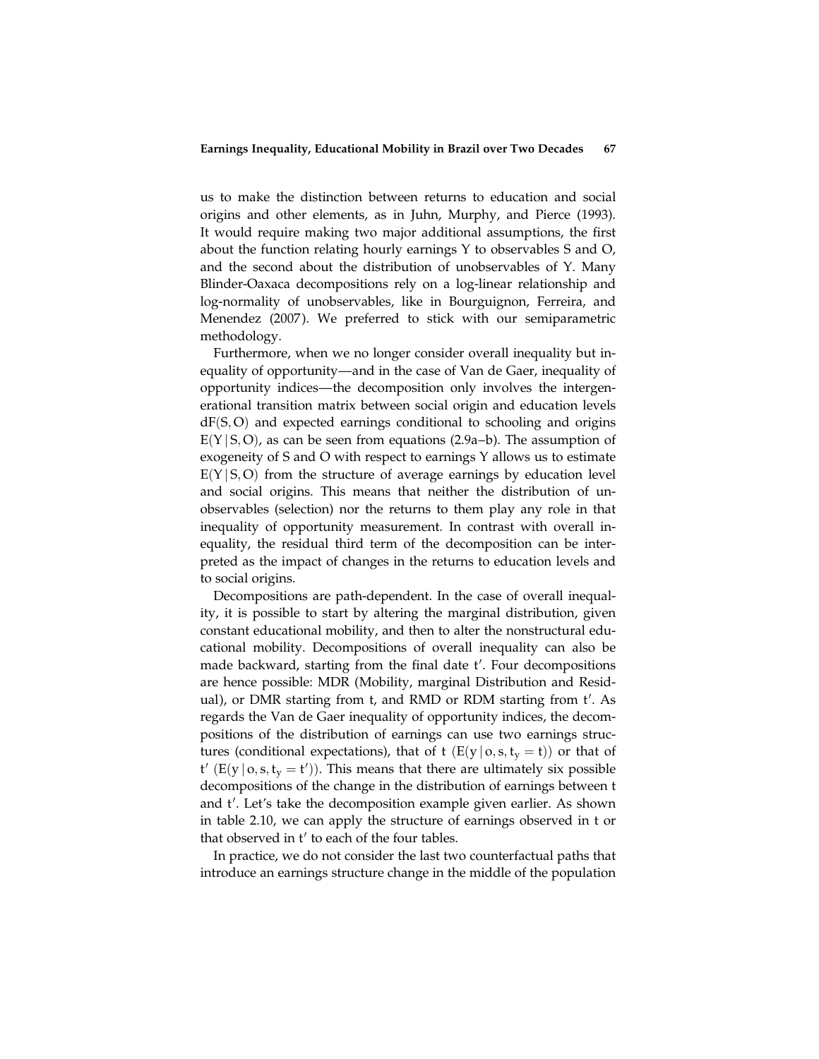us to make the distinction between returns to education and social origins and other elements, as in Juhn, Murphy, and Pierce (1993). It would require making two major additional assumptions, the first about the function relating hourly earnings Y to observables S and O, and the second about the distribution of unobservables of Y. Many Blinder-Oaxaca decompositions rely on a log-linear relationship and log-normality of unobservables, like in Bourguignon, Ferreira, and Menendez (2007). We preferred to stick with our semiparametric methodology.

Furthermore, when we no longer consider overall inequality but inequality of opportunity—and in the case of Van de Gaer, inequality of opportunity indices—the decomposition only involves the intergenerational transition matrix between social origin and education levels $dF(S, O)$ and expected earnings conditional to schooling and origins $E(Y \mid S, O)$, as can be seen from equations (2.9a–b). The assumption of exogeneity of S and O with respect to earnings Y allows us to estimate $E(Y \mid S, O)$ from the structure of average earnings by education level and social origins. This means that neither the distribution of unobservables (selection) nor the returns to them play any role in that inequality of opportunity measurement. In contrast with overall inequality, the residual third term of the decomposition can be interpreted as the impact of changes in the returns to education levels and to social origins.

Decompositions are path-dependent. In the case of overall inequality, it is possible to start by altering the marginal distribution, given constant educational mobility, and then to alter the nonstructural educational mobility. Decompositions of overall inequality can also be made backward, starting from the final date $t'$. Four decompositions are hence possible: MDR (Mobility, marginal Distribution and Residual), or DMR starting from t, and RMD or RDM starting from $t'$. As regards the Van de Gaer inequality of opportunity indices, the decompositions of the distribution of earnings can use two earnings structures (conditional expectations), that of t $(E(y \mid o, s, t_y = t))$ or that of $t'$ $(E(y \mid o, s, t_y = t'))$. This means that there are ultimately six possible decompositions of the change in the distribution of earnings between t and $t'$. Let's take the decomposition example given earlier. As shown in table 2.10, we can apply the structure of earnings observed in t or that observed in $t'$ to each of the four tables.

In practice, we do not consider the last two counterfactual paths that introduce an earnings structure change in the middle of the population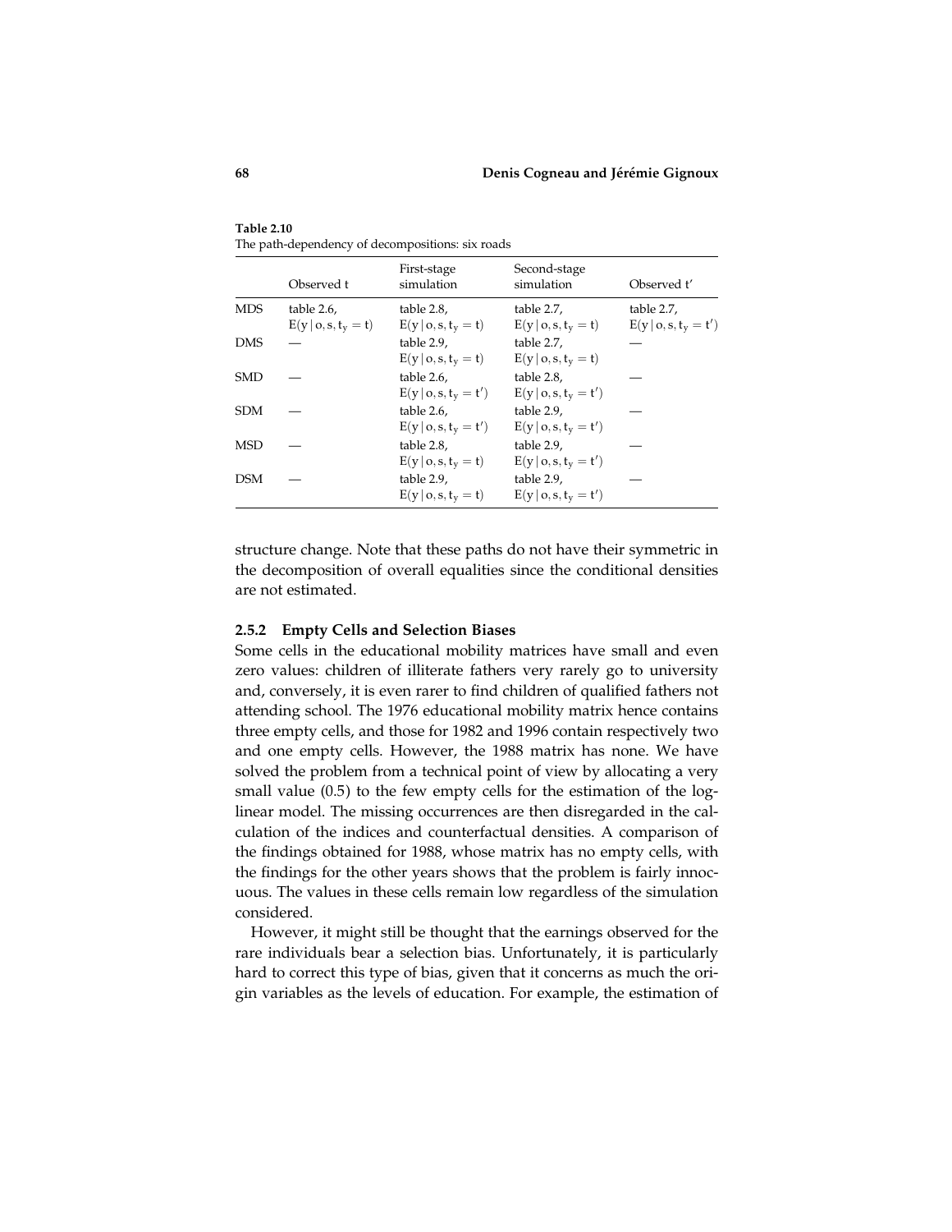**Table 2.10**
The path-dependency of decompositions: six roads

| | Observed t | First-stage simulation | Second-stage simulation | Observed t′ |
|---|---|---|---|---|
| MDS | table 2.6, $E(y \mid o, s, t_y = t)$ | table 2.8, $E(y \mid o, s, t_y = t)$ | table 2.7, $E(y \mid o, s, t_y = t)$ | table 2.7, $E(y \mid o, s, t_y = t')$ |
| DMS | — | table 2.9, $E(y \mid o, s, t_y = t)$ | table 2.7, $E(y \mid o, s, t_y = t)$ | — |
| SMD | — | table 2.6, $E(y \mid o, s, t_y = t')$ | table 2.8, $E(y \mid o, s, t_y = t')$ | — |
| SDM | — | table 2.6, $E(y \mid o, s, t_y = t')$ | table 2.9, $E(y \mid o, s, t_y = t')$ | — |
| MSD | — | table 2.8, $E(y \mid o, s, t_y = t)$ | table 2.9, $E(y \mid o, s, t_y = t')$ | — |
| DSM | — | table 2.9, $E(y \mid o, s, t_y = t)$ | table 2.9, $E(y \mid o, s, t_y = t')$ | — |

structure change. Note that these paths do not have their symmetric in the decomposition of overall equalities since the conditional densities are not estimated.

### 2.5.2 Empty Cells and Selection Biases

Some cells in the educational mobility matrices have small and even zero values: children of illiterate fathers very rarely go to university and, conversely, it is even rarer to find children of qualified fathers not attending school. The 1976 educational mobility matrix hence contains three empty cells, and those for 1982 and 1996 contain respectively two and one empty cells. However, the 1988 matrix has none. We have solved the problem from a technical point of view by allocating a very small value (0.5) to the few empty cells for the estimation of the log-linear model. The missing occurrences are then disregarded in the calculation of the indices and counterfactual densities. A comparison of the findings obtained for 1988, whose matrix has no empty cells, with the findings for the other years shows that the problem is fairly innocuous. The values in these cells remain low regardless of the simulation considered.

However, it might still be thought that the earnings observed for the rare individuals bear a selection bias. Unfortunately, it is particularly hard to correct this type of bias, given that it concerns as much the origin variables as the levels of education. For example, the estimation of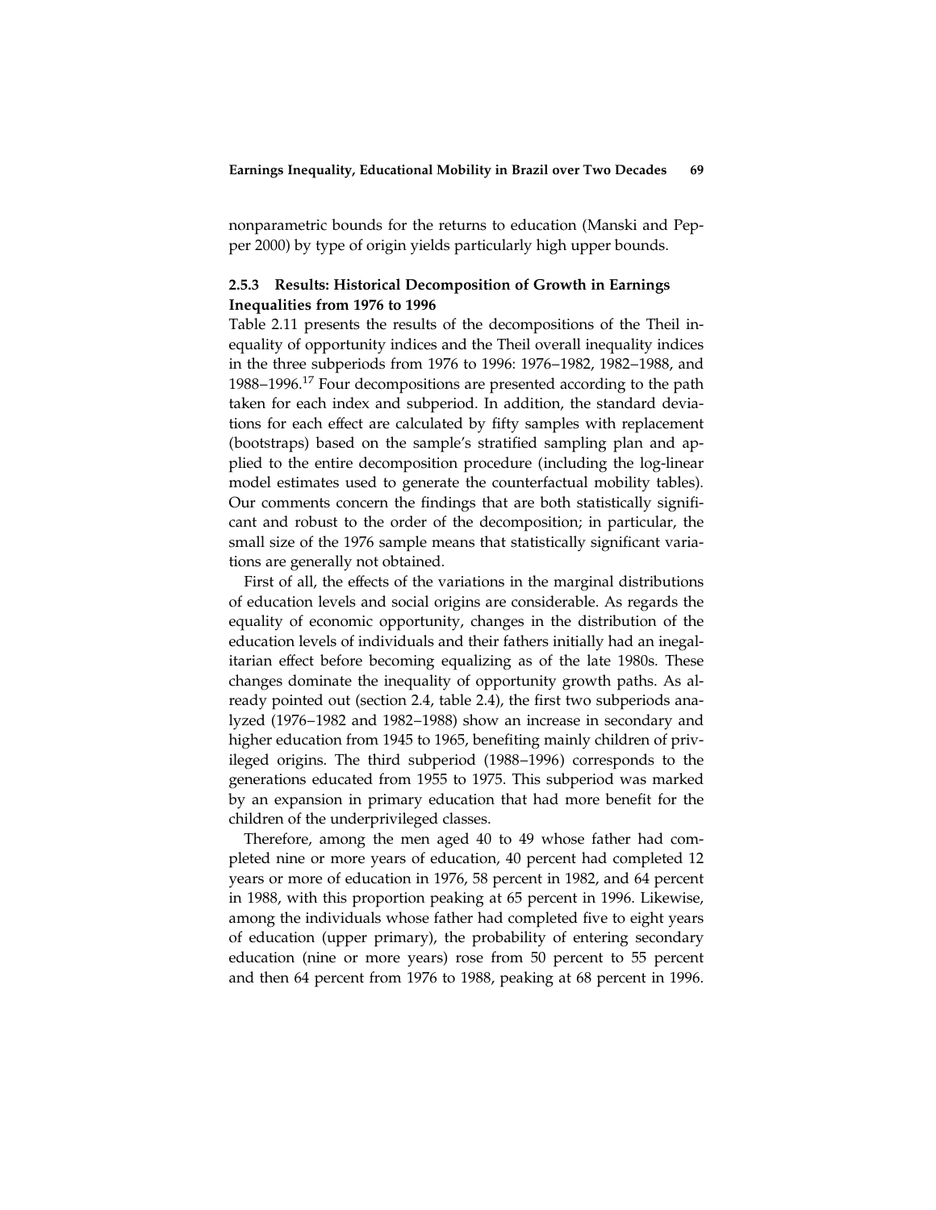nonparametric bounds for the returns to education (Manski and Pepper 2000) by type of origin yields particularly high upper bounds.

### 2.5.3 Results: Historical Decomposition of Growth in Earnings Inequalities from 1976 to 1996

Table 2.11 presents the results of the decompositions of the Theil inequality of opportunity indices and the Theil overall inequality indices in the three subperiods from 1976 to 1996: 1976–1982, 1982–1988, and 1988–1996.[17] Four decompositions are presented according to the path taken for each index and subperiod. In addition, the standard deviations for each effect are calculated by fifty samples with replacement (bootstraps) based on the sample's stratified sampling plan and applied to the entire decomposition procedure (including the log-linear model estimates used to generate the counterfactual mobility tables). Our comments concern the findings that are both statistically significant and robust to the order of the decomposition; in particular, the small size of the 1976 sample means that statistically significant variations are generally not obtained.

First of all, the effects of the variations in the marginal distributions of education levels and social origins are considerable. As regards the equality of economic opportunity, changes in the distribution of the education levels of individuals and their fathers initially had an inegalitarian effect before becoming equalizing as of the late 1980s. These changes dominate the inequality of opportunity growth paths. As already pointed out (section 2.4, table 2.4), the first two subperiods analyzed (1976–1982 and 1982–1988) show an increase in secondary and higher education from 1945 to 1965, benefiting mainly children of privileged origins. The third subperiod (1988–1996) corresponds to the generations educated from 1955 to 1975. This subperiod was marked by an expansion in primary education that had more benefit for the children of the underprivileged classes.

Therefore, among the men aged 40 to 49 whose father had completed nine or more years of education, 40 percent had completed 12 years or more of education in 1976, 58 percent in 1982, and 64 percent in 1988, with this proportion peaking at 65 percent in 1996. Likewise, among the individuals whose father had completed five to eight years of education (upper primary), the probability of entering secondary education (nine or more years) rose from 50 percent to 55 percent and then 64 percent from 1976 to 1988, peaking at 68 percent in 1996.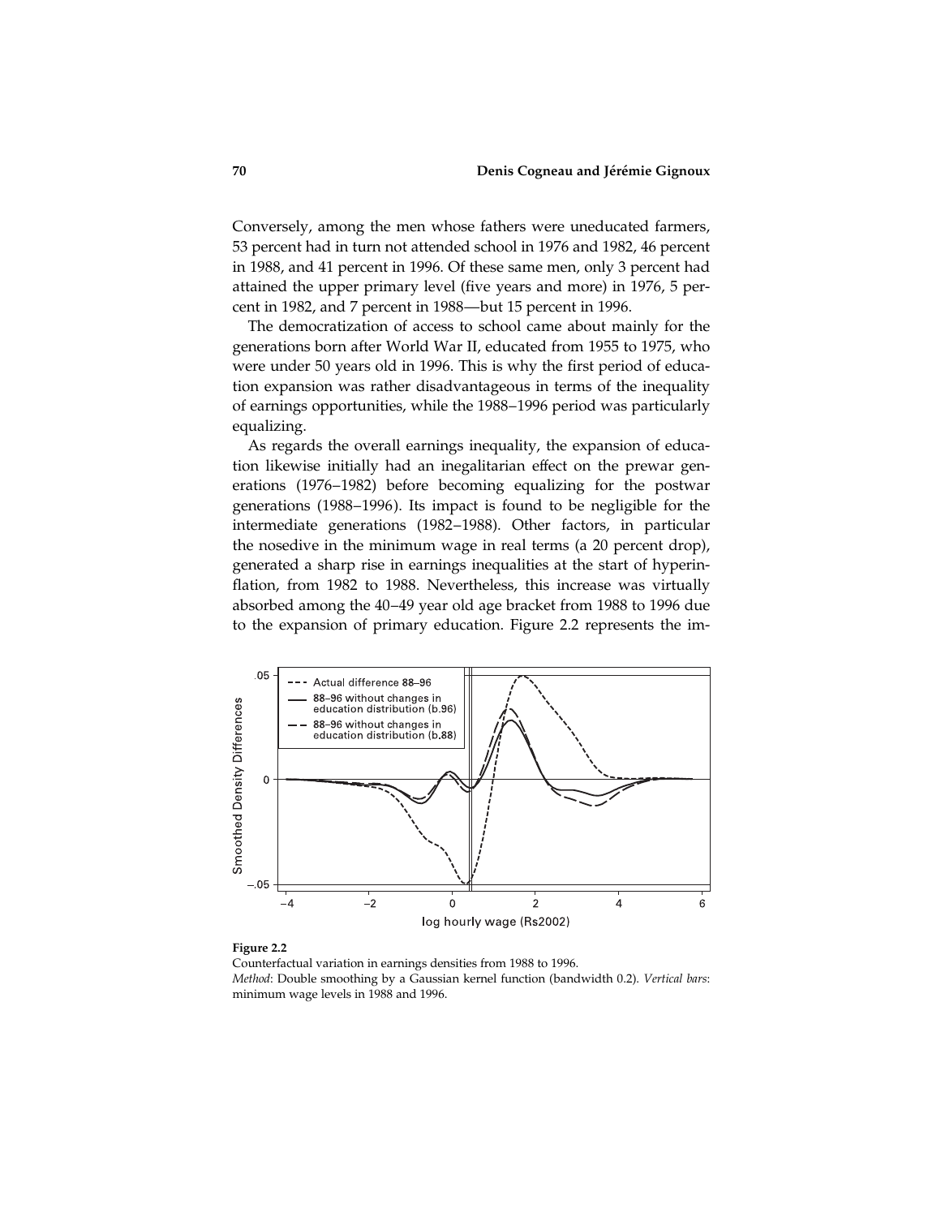Conversely, among the men whose fathers were uneducated farmers, 53 percent had in turn not attended school in 1976 and 1982, 46 percent in 1988, and 41 percent in 1996. Of these same men, only 3 percent had attained the upper primary level (five years and more) in 1976, 5 percent in 1982, and 7 percent in 1988—but 15 percent in 1996.

The democratization of access to school came about mainly for the generations born after World War II, educated from 1955 to 1975, who were under 50 years old in 1996. This is why the first period of education expansion was rather disadvantageous in terms of the inequality of earnings opportunities, while the 1988–1996 period was particularly equalizing.

As regards the overall earnings inequality, the expansion of education likewise initially had an inegalitarian effect on the prewar generations (1976–1982) before becoming equalizing for the postwar generations (1988–1996). Its impact is found to be negligible for the intermediate generations (1982–1988). Other factors, in particular the nosedive in the minimum wage in real terms (a 20 percent drop), generated a sharp rise in earnings inequalities at the start of hyperinflation, from 1982 to 1988. Nevertheless, this increase was virtually absorbed among the 40–49 year old age bracket from 1988 to 1996 due to the expansion of primary education. Figure 2.2 represents the im-

**Figure 2.2**
Counterfactual variation in earnings densities from 1988 to 1996.
*Method*: Double smoothing by a Gaussian kernel function (bandwidth 0.2). *Vertical bars*: minimum wage levels in 1988 and 1996.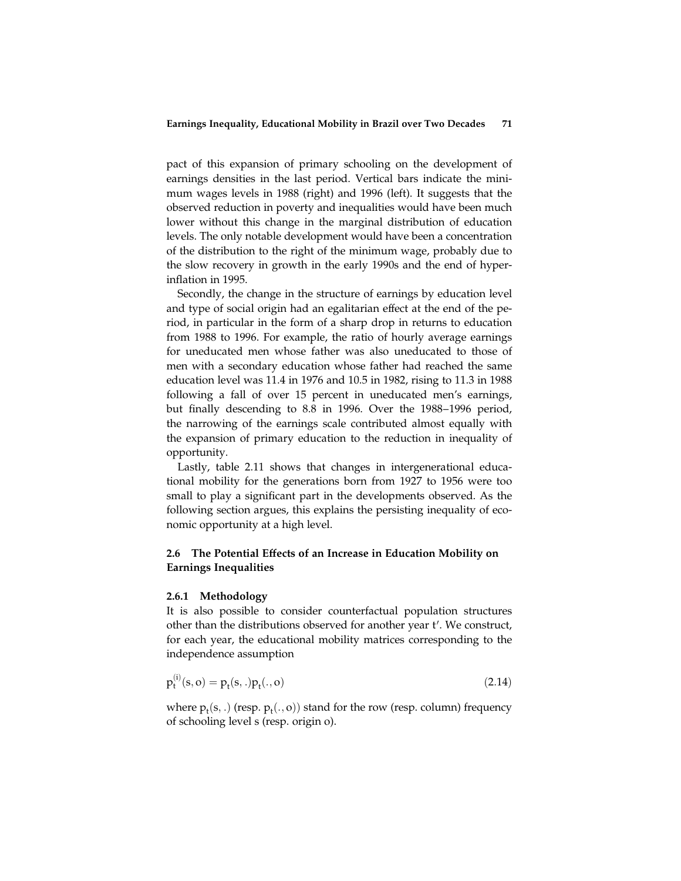pact of this expansion of primary schooling on the development of earnings densities in the last period. Vertical bars indicate the minimum wages levels in 1988 (right) and 1996 (left). It suggests that the observed reduction in poverty and inequalities would have been much lower without this change in the marginal distribution of education levels. The only notable development would have been a concentration of the distribution to the right of the minimum wage, probably due to the slow recovery in growth in the early 1990s and the end of hyperinflation in 1995.

Secondly, the change in the structure of earnings by education level and type of social origin had an egalitarian effect at the end of the period, in particular in the form of a sharp drop in returns to education from 1988 to 1996. For example, the ratio of hourly average earnings for uneducated men whose father was also uneducated to those of men with a secondary education whose father had reached the same education level was 11.4 in 1976 and 10.5 in 1982, rising to 11.3 in 1988 following a fall of over 15 percent in uneducated men's earnings, but finally descending to 8.8 in 1996. Over the 1988–1996 period, the narrowing of the earnings scale contributed almost equally with the expansion of primary education to the reduction in inequality of opportunity.

Lastly, table 2.11 shows that changes in intergenerational educational mobility for the generations born from 1927 to 1956 were too small to play a significant part in the developments observed. As the following section argues, this explains the persisting inequality of economic opportunity at a high level.

## 2.6 The Potential Effects of an Increase in Education Mobility on Earnings Inequalities

### 2.6.1 Methodology

It is also possible to consider counterfactual population structures other than the distributions observed for another year t′. We construct, for each year, the educational mobility matrices corresponding to the independence assumption

$$p_t^{(i)}(s, o) = p_t(s, .)p_t(., o) \tag{2.14}$$

where $p_t(s, .)$ (resp. $p_t(., o)$) stand for the row (resp. column) frequency of schooling level s (resp. origin o).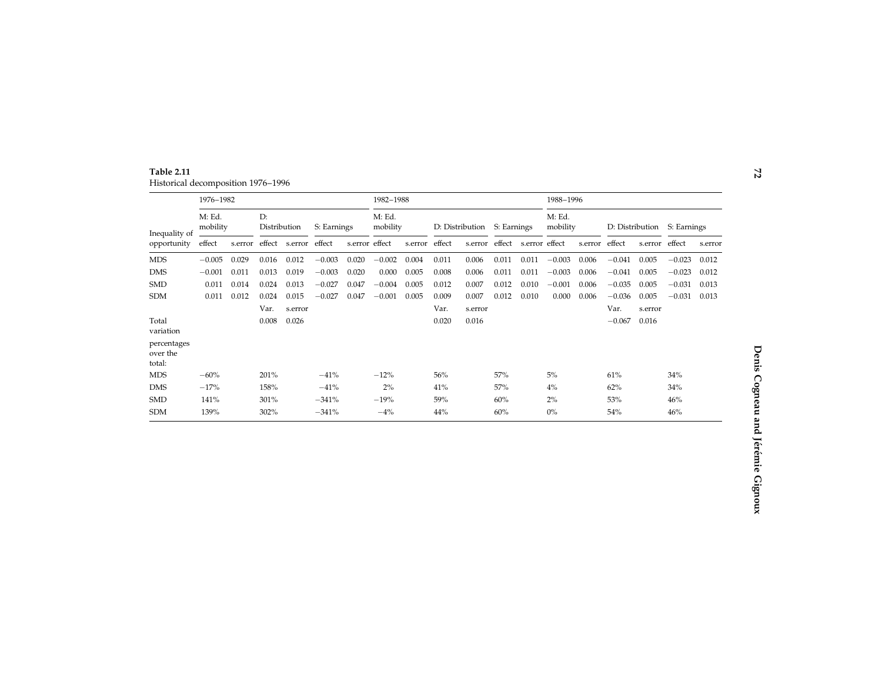**Table 2.11**
Historical decomposition 1976–1996

| Inequality of opportunity | 1976–1982 | | | | | | 1982–1988 | | | | | | 1988–1996 | | | | | |
|---|---|---|---|---|---|---|---|---|---|---|---|---|---|---|---|---|---|---|
| | M: Ed. mobility | | D: Distribution | | S: Earnings | | M: Ed. mobility | | D: Distribution | | S: Earnings | | M: Ed. mobility | | D: Distribution | | S: Earnings | |
| | effect | s.error | effect | s.error | effect | s.error | effect | s.error | effect | s.error | effect | s.error | effect | s.error | effect | s.error | effect | s.error |
| MDS | −0.005 | 0.029 | 0.016 | 0.012 | −0.003 | 0.020 | −0.002 | 0.004 | 0.011 | 0.006 | 0.011 | 0.011 | −0.003 | 0.006 | −0.041 | 0.005 | −0.023 | 0.012 |
| DMS | −0.001 | 0.011 | 0.013 | 0.019 | −0.003 | 0.020 | 0.000 | 0.005 | 0.008 | 0.006 | 0.011 | 0.011 | −0.003 | 0.006 | −0.041 | 0.005 | −0.023 | 0.012 |
| SMD | 0.011 | 0.014 | 0.024 | 0.013 | −0.027 | 0.047 | −0.004 | 0.005 | 0.012 | 0.007 | 0.012 | 0.010 | −0.001 | 0.006 | −0.035 | 0.005 | −0.031 | 0.013 |
| SDM | 0.011 | 0.012 | 0.024 | 0.015 | −0.027 | 0.047 | −0.001 | 0.005 | 0.009 | 0.007 | 0.012 | 0.010 | 0.000 | 0.006 | −0.036 | 0.005 | −0.031 | 0.013 |
| | | | Var. | s.error | | | | | Var. | s.error | | | | | Var. | s.error | | |
| Total variation | | | 0.008 | 0.026 | | | | | 0.020 | 0.016 | | | | | −0.067 | 0.016 | | |
| percentages over the total: | | | | | | | | | | | | | | | | | | |
| MDS | −60% | | 201% | | −41% | | −12% | | 56% | | 57% | | 5% | | 61% | | 34% | |
| DMS | −17% | | 158% | | −41% | | 2% | | 41% | | 57% | | 4% | | 62% | | 34% | |
| SMD | 141% | | 301% | | −341% | | −19% | | 59% | | 60% | | 2% | | 53% | | 46% | |
| SDM | 139% | | 302% | | −341% | | −4% | | 44% | | 60% | | 0% | | 54% | | 46% | |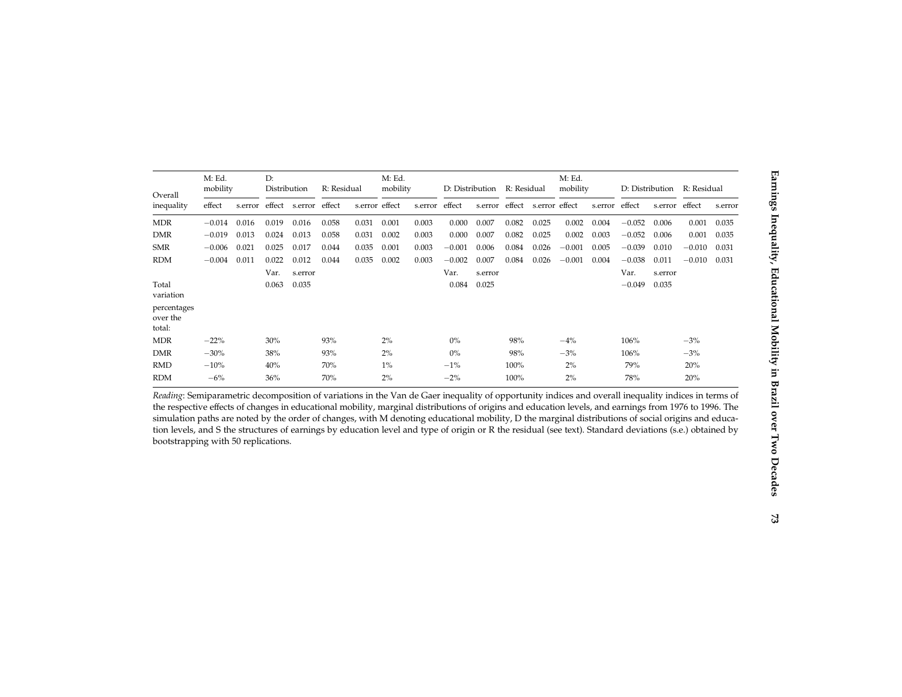| Overall inequality | M: Ed. mobility | | D: Distribution | | R: Residual | | M: Ed. mobility | | D: Distribution | | R: Residual | | M: Ed. mobility | | D: Distribution | | R: Residual | |
|---|---|---|---|---|---|---|---|---|---|---|---|---|---|---|---|---|---|---|
| | effect | s.error | effect | s.error | effect | s.error | effect | s.error | effect | s.error | effect | s.error | effect | s.error | effect | s.error | effect | s.error |
| MDR | −0.014 | 0.016 | 0.019 | 0.016 | 0.058 | 0.031 | 0.001 | 0.003 | 0.000 | 0.007 | 0.082 | 0.025 | 0.002 | 0.004 | −0.052 | 0.006 | 0.001 | 0.035 |
| DMR | −0.019 | 0.013 | 0.024 | 0.013 | 0.058 | 0.031 | 0.002 | 0.003 | 0.000 | 0.007 | 0.082 | 0.025 | 0.002 | 0.003 | −0.052 | 0.006 | 0.001 | 0.035 |
| SMR | −0.006 | 0.021 | 0.025 | 0.017 | 0.044 | 0.035 | 0.001 | 0.003 | −0.001 | 0.006 | 0.084 | 0.026 | −0.001 | 0.005 | −0.039 | 0.010 | −0.010 | 0.031 |
| RDM | −0.004 | 0.011 | 0.022 | 0.012 | 0.044 | 0.035 | 0.002 | 0.003 | −0.002 | 0.007 | 0.084 | 0.026 | −0.001 | 0.004 | −0.038 | 0.011 | −0.010 | 0.031 |
| | | | Var. | s.error | | | | | Var. | s.error | | | | | Var. | s.error | | |
| Total variation | | | 0.063 | 0.035 | | | | | 0.084 | 0.025 | | | | | −0.049 | 0.035 | | |
| percentages over the total: | | | | | | | | | | | | | | | | | | |
| MDR | −22% | | 30% | | 93% | | 2% | | 0% | | 98% | | −4% | | 106% | | −3% | |
| DMR | −30% | | 38% | | 93% | | 2% | | 0% | | 98% | | −3% | | 106% | | −3% | |
| RMD | −10% | | 40% | | 70% | | 1% | | −1% | | 100% | | 2% | | 79% | | 20% | |
| RDM | −6% | | 36% | | 70% | | 2% | | −2% | | 100% | | 2% | | 78% | | 20% | |

*Reading*: Semiparametric decomposition of variations in the Van de Gaer inequality of opportunity indices and overall inequality indices in terms of the respective effects of changes in educational mobility, marginal distributions of origins and education levels, and earnings from 1976 to 1996. The simulation paths are noted by the order of changes, with M denoting educational mobility, D the marginal distributions of social origins and education levels, and S the structures of earnings by education level and type of origin or R the residual (see text). Standard deviations (s.e.) obtained by bootstrapping with 50 replications.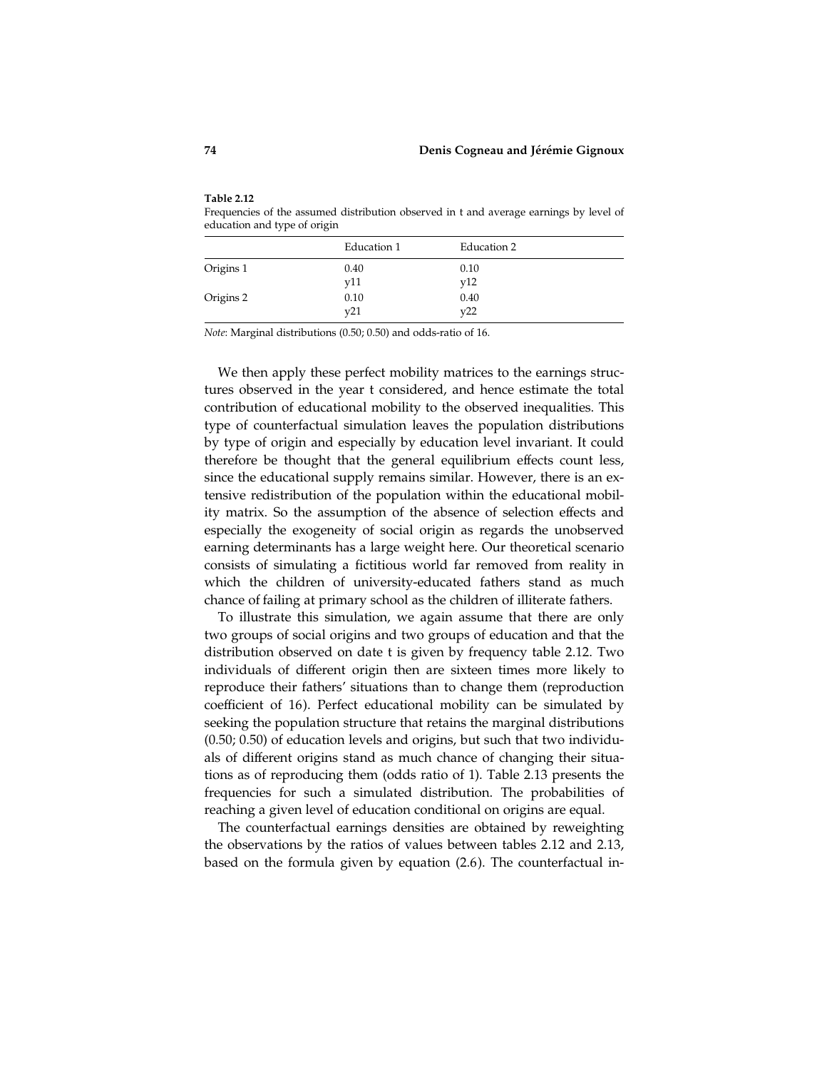**Table 2.12**
Frequencies of the assumed distribution observed in t and average earnings by level of education and type of origin

| | Education 1 | Education 2 |
|---|---|---|
| Origins 1 | 0.40 | 0.10 |
| | y11 | y12 |
| Origins 2 | 0.10 | 0.40 |
| | y21 | y22 |

*Note*: Marginal distributions (0.50; 0.50) and odds-ratio of 16.

We then apply these perfect mobility matrices to the earnings structures observed in the year t considered, and hence estimate the total contribution of educational mobility to the observed inequalities. This type of counterfactual simulation leaves the population distributions by type of origin and especially by education level invariant. It could therefore be thought that the general equilibrium effects count less, since the educational supply remains similar. However, there is an extensive redistribution of the population within the educational mobility matrix. So the assumption of the absence of selection effects and especially the exogeneity of social origin as regards the unobserved earning determinants has a large weight here. Our theoretical scenario consists of simulating a fictitious world far removed from reality in which the children of university-educated fathers stand as much chance of failing at primary school as the children of illiterate fathers.

To illustrate this simulation, we again assume that there are only two groups of social origins and two groups of education and that the distribution observed on date t is given by frequency table 2.12. Two individuals of different origin then are sixteen times more likely to reproduce their fathers' situations than to change them (reproduction coefficient of 16). Perfect educational mobility can be simulated by seeking the population structure that retains the marginal distributions (0.50; 0.50) of education levels and origins, but such that two individuals of different origins stand as much chance of changing their situations as of reproducing them (odds ratio of 1). Table 2.13 presents the frequencies for such a simulated distribution. The probabilities of reaching a given level of education conditional on origins are equal.

The counterfactual earnings densities are obtained by reweighting the observations by the ratios of values between tables 2.12 and 2.13, based on the formula given by equation (2.6). The counterfactual in-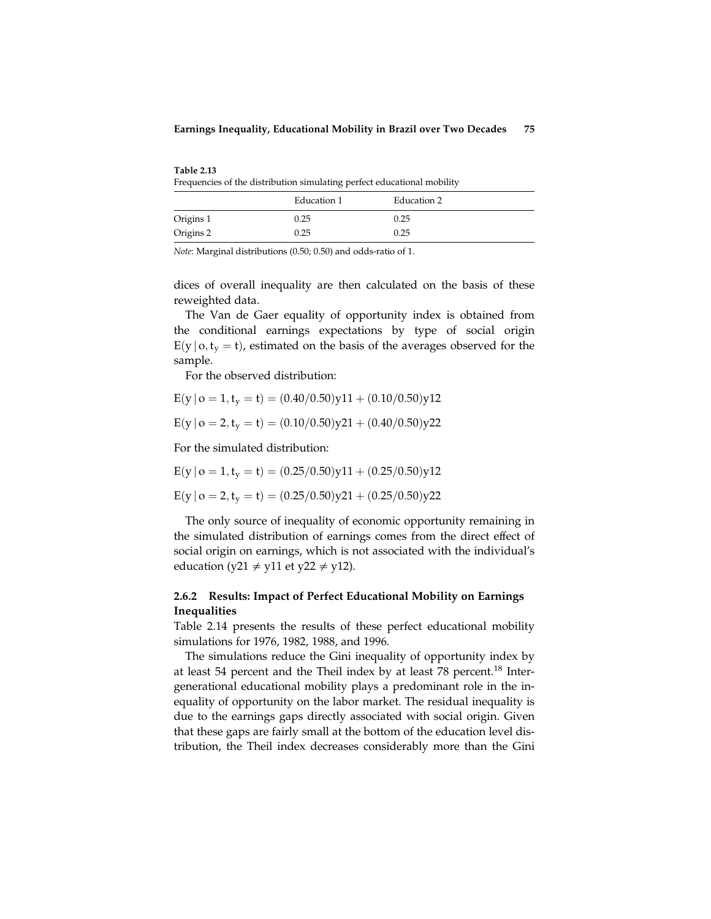**Table 2.13**
Frequencies of the distribution simulating perfect educational mobility

| | Education 1 | Education 2 |
|---|---|---|
| Origins 1 | 0.25 | 0.25 |
| Origins 2 | 0.25 | 0.25 |

*Note*: Marginal distributions (0.50; 0.50) and odds-ratio of 1.

dices of overall inequality are then calculated on the basis of these reweighted data.

The Van de Gaer equality of opportunity index is obtained from the conditional earnings expectations by type of social origin $E(y \mid o, t_y = t)$, estimated on the basis of the averages observed for the sample.

For the observed distribution:

$$E(y \mid o = 1, t_y = t) = (0.40/0.50)y11 + (0.10/0.50)y12$$

$$E(y \mid o = 2, t_y = t) = (0.10/0.50)y21 + (0.40/0.50)y22$$

For the simulated distribution:

$$E(y \mid o = 1, t_y = t) = (0.25/0.50)y11 + (0.25/0.50)y12$$

$$E(y \mid o = 2, t_y = t) = (0.25/0.50)y21 + (0.25/0.50)y22$$

The only source of inequality of economic opportunity remaining in the simulated distribution of earnings comes from the direct effect of social origin on earnings, which is not associated with the individual's education ($y21 \neq y11$ et $y22 \neq y12$).

### 2.6.2 Results: Impact of Perfect Educational Mobility on Earnings Inequalities

Table 2.14 presents the results of these perfect educational mobility simulations for 1976, 1982, 1988, and 1996.

The simulations reduce the Gini inequality of opportunity index by at least 54 percent and the Theil index by at least 78 percent.[18] Intergenerational educational mobility plays a predominant role in the inequality of opportunity on the labor market. The residual inequality is due to the earnings gaps directly associated with social origin. Given that these gaps are fairly small at the bottom of the education level distribution, the Theil index decreases considerably more than the Gini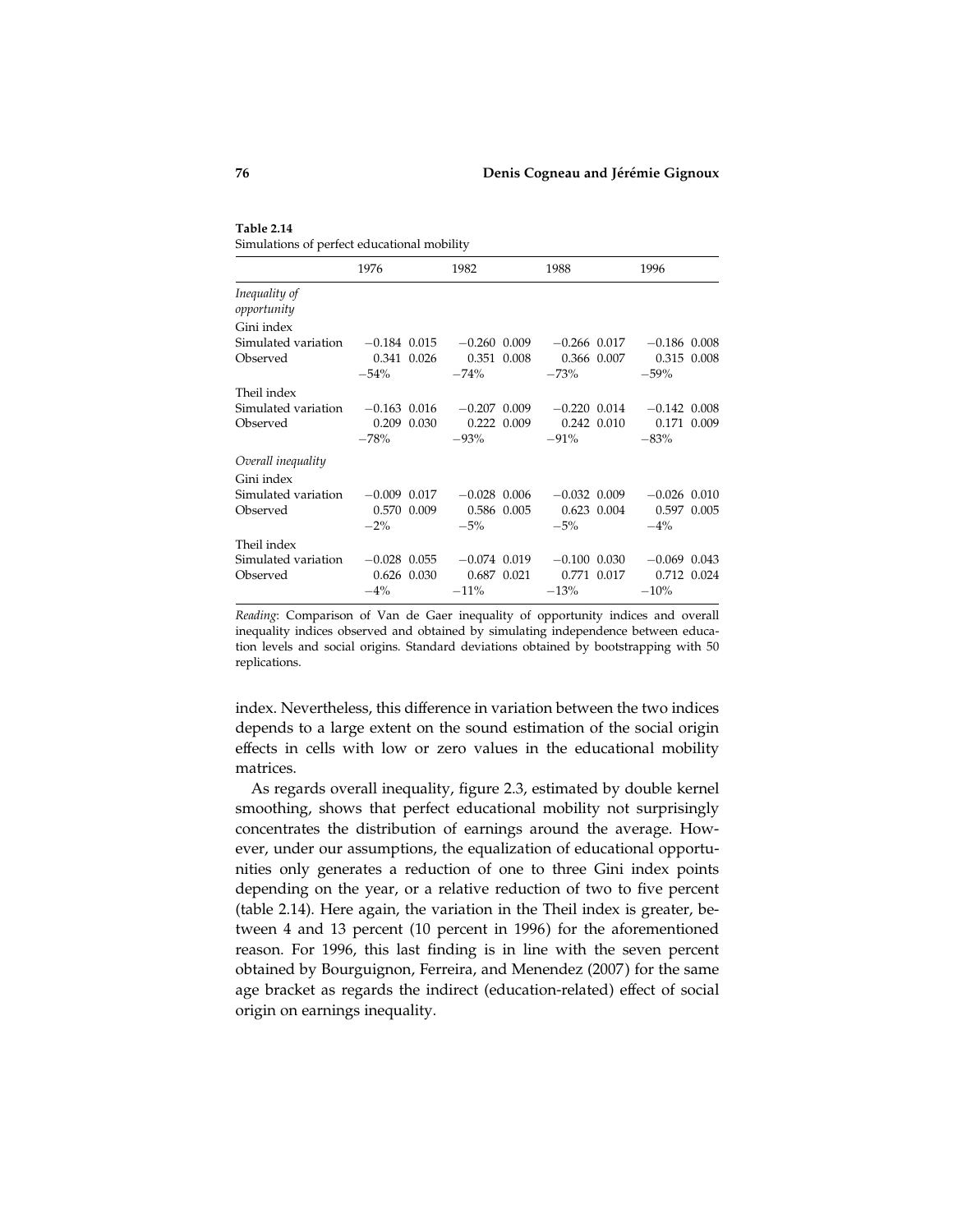**Table 2.14**
Simulations of perfect educational mobility

| | 1976 | | 1982 | | 1988 | | 1996 | |
|---|---|---|---|---|---|---|---|---|
| *Inequality of opportunity* | | | | | | | | |
| Gini index | | | | | | | | |
| Simulated variation | −0.184 | 0.015 | −0.260 | 0.009 | −0.266 | 0.017 | −0.186 | 0.008 |
| Observed | 0.341 | 0.026 | 0.351 | 0.008 | 0.366 | 0.007 | 0.315 | 0.008 |
| | −54% | | −74% | | −73% | | −59% | |
| Theil index | | | | | | | | |
| Simulated variation | −0.163 | 0.016 | −0.207 | 0.009 | −0.220 | 0.014 | −0.142 | 0.008 |
| Observed | 0.209 | 0.030 | 0.222 | 0.009 | 0.242 | 0.010 | 0.171 | 0.009 |
| | −78% | | −93% | | −91% | | −83% | |
| *Overall inequality* | | | | | | | | |
| Gini index | | | | | | | | |
| Simulated variation | −0.009 | 0.017 | −0.028 | 0.006 | −0.032 | 0.009 | −0.026 | 0.010 |
| Observed | 0.570 | 0.009 | 0.586 | 0.005 | 0.623 | 0.004 | 0.597 | 0.005 |
| | −2% | | −5% | | −5% | | −4% | |
| Theil index | | | | | | | | |
| Simulated variation | −0.028 | 0.055 | −0.074 | 0.019 | −0.100 | 0.030 | −0.069 | 0.043 |
| Observed | 0.626 | 0.030 | 0.687 | 0.021 | 0.771 | 0.017 | 0.712 | 0.024 |
| | −4% | | −11% | | −13% | | −10% | |

*Reading*: Comparison of Van de Gaer inequality of opportunity indices and overall inequality indices observed and obtained by simulating independence between education levels and social origins. Standard deviations obtained by bootstrapping with 50 replications.

index. Nevertheless, this difference in variation between the two indices depends to a large extent on the sound estimation of the social origin effects in cells with low or zero values in the educational mobility matrices.

As regards overall inequality, figure 2.3, estimated by double kernel smoothing, shows that perfect educational mobility not surprisingly concentrates the distribution of earnings around the average. However, under our assumptions, the equalization of educational opportunities only generates a reduction of one to three Gini index points depending on the year, or a relative reduction of two to five percent (table 2.14). Here again, the variation in the Theil index is greater, between 4 and 13 percent (10 percent in 1996) for the aforementioned reason. For 1996, this last finding is in line with the seven percent obtained by Bourguignon, Ferreira, and Menendez (2007) for the same age bracket as regards the indirect (education-related) effect of social origin on earnings inequality.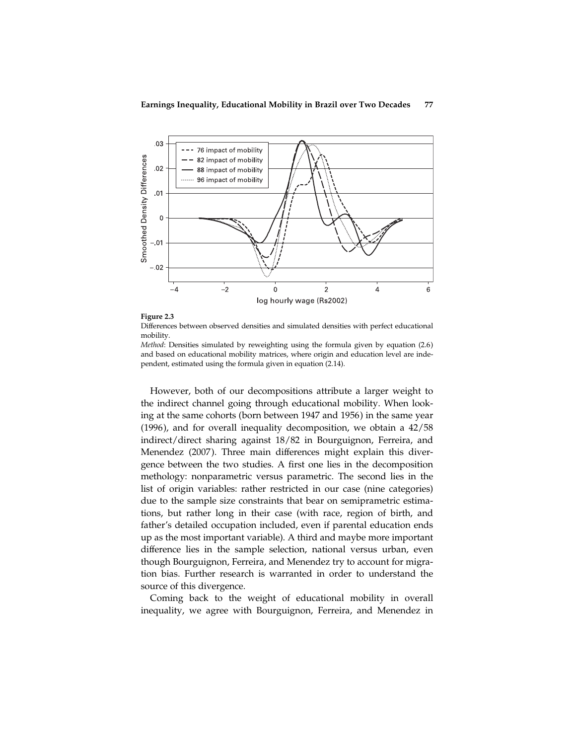**Figure 2.3**

Differences between observed densities and simulated densities with perfect educational mobility.

*Method*: Densities simulated by reweighting using the formula given by equation (2.6) and based on educational mobility matrices, where origin and education level are independent, estimated using the formula given in equation (2.14).

However, both of our decompositions attribute a larger weight to the indirect channel going through educational mobility. When looking at the same cohorts (born between 1947 and 1956) in the same year (1996), and for overall inequality decomposition, we obtain a 42/58 indirect/direct sharing against 18/82 in Bourguignon, Ferreira, and Menendez (2007). Three main differences might explain this divergence between the two studies. A first one lies in the decomposition methodology: nonparametric versus parametric. The second lies in the list of origin variables: rather restricted in our case (nine categories) due to the sample size constraints that bear on semiprametric estimations, but rather long in their case (with race, region of birth, and father's detailed occupation included, even if parental education ends up as the most important variable). A third and maybe more important difference lies in the sample selection, national versus urban, even though Bourguignon, Ferreira, and Menendez try to account for migration bias. Further research is warranted in order to understand the source of this divergence.

Coming back to the weight of educational mobility in overall inequality, we agree with Bourguignon, Ferreira, and Menendez in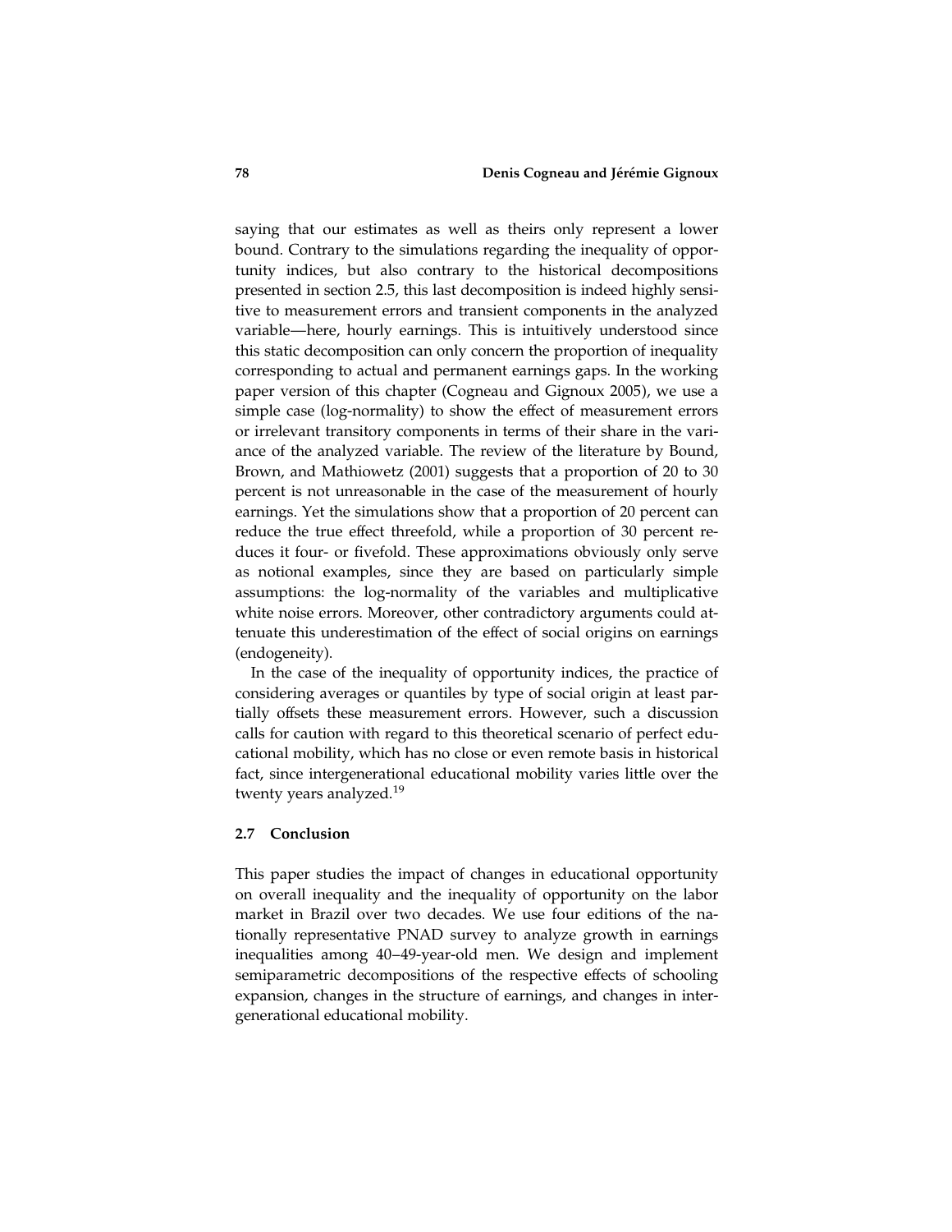saying that our estimates as well as theirs only represent a lower bound. Contrary to the simulations regarding the inequality of opportunity indices, but also contrary to the historical decompositions presented in section 2.5, this last decomposition is indeed highly sensitive to measurement errors and transient components in the analyzed variable—here, hourly earnings. This is intuitively understood since this static decomposition can only concern the proportion of inequality corresponding to actual and permanent earnings gaps. In the working paper version of this chapter (Cogneau and Gignoux 2005), we use a simple case (log-normality) to show the effect of measurement errors or irrelevant transitory components in terms of their share in the variance of the analyzed variable. The review of the literature by Bound, Brown, and Mathiowetz (2001) suggests that a proportion of 20 to 30 percent is not unreasonable in the case of the measurement of hourly earnings. Yet the simulations show that a proportion of 20 percent can reduce the true effect threefold, while a proportion of 30 percent reduces it four- or fivefold. These approximations obviously only serve as notional examples, since they are based on particularly simple assumptions: the log-normality of the variables and multiplicative white noise errors. Moreover, other contradictory arguments could attenuate this underestimation of the effect of social origins on earnings (endogeneity).

In the case of the inequality of opportunity indices, the practice of considering averages or quantiles by type of social origin at least partially offsets these measurement errors. However, such a discussion calls for caution with regard to this theoretical scenario of perfect educational mobility, which has no close or even remote basis in historical fact, since intergenerational educational mobility varies little over the twenty years analyzed.[19]

### 2.7 Conclusion

This paper studies the impact of changes in educational opportunity on overall inequality and the inequality of opportunity on the labor market in Brazil over two decades. We use four editions of the nationally representative PNAD survey to analyze growth in earnings inequalities among 40–49-year-old men. We design and implement semiparametric decompositions of the respective effects of schooling expansion, changes in the structure of earnings, and changes in intergenerational educational mobility.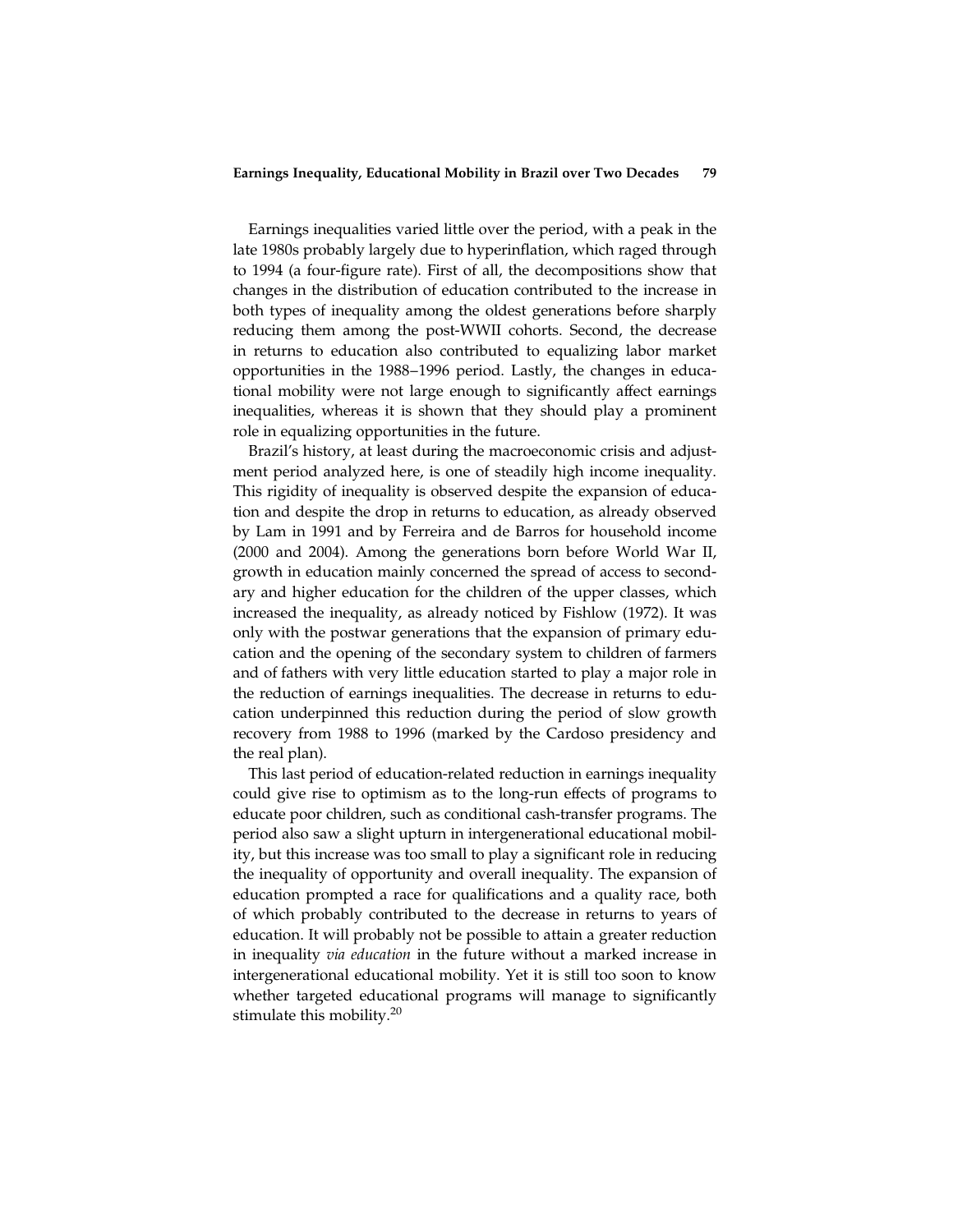Earnings inequalities varied little over the period, with a peak in the late 1980s probably largely due to hyperinflation, which raged through to 1994 (a four-figure rate). First of all, the decompositions show that changes in the distribution of education contributed to the increase in both types of inequality among the oldest generations before sharply reducing them among the post-WWII cohorts. Second, the decrease in returns to education also contributed to equalizing labor market opportunities in the 1988–1996 period. Lastly, the changes in educational mobility were not large enough to significantly affect earnings inequalities, whereas it is shown that they should play a prominent role in equalizing opportunities in the future.

Brazil's history, at least during the macroeconomic crisis and adjustment period analyzed here, is one of steadily high income inequality. This rigidity of inequality is observed despite the expansion of education and despite the drop in returns to education, as already observed by Lam in 1991 and by Ferreira and de Barros for household income (2000 and 2004). Among the generations born before World War II, growth in education mainly concerned the spread of access to secondary and higher education for the children of the upper classes, which increased the inequality, as already noticed by Fishlow (1972). It was only with the postwar generations that the expansion of primary education and the opening of the secondary system to children of farmers and of fathers with very little education started to play a major role in the reduction of earnings inequalities. The decrease in returns to education underpinned this reduction during the period of slow growth recovery from 1988 to 1996 (marked by the Cardoso presidency and the real plan).

This last period of education-related reduction in earnings inequality could give rise to optimism as to the long-run effects of programs to educate poor children, such as conditional cash-transfer programs. The period also saw a slight upturn in intergenerational educational mobility, but this increase was too small to play a significant role in reducing the inequality of opportunity and overall inequality. The expansion of education prompted a race for qualifications and a quality race, both of which probably contributed to the decrease in returns to years of education. It will probably not be possible to attain a greater reduction in inequality *via education* in the future without a marked increase in intergenerational educational mobility. Yet it is still too soon to know whether targeted educational programs will manage to significantly stimulate this mobility.[20]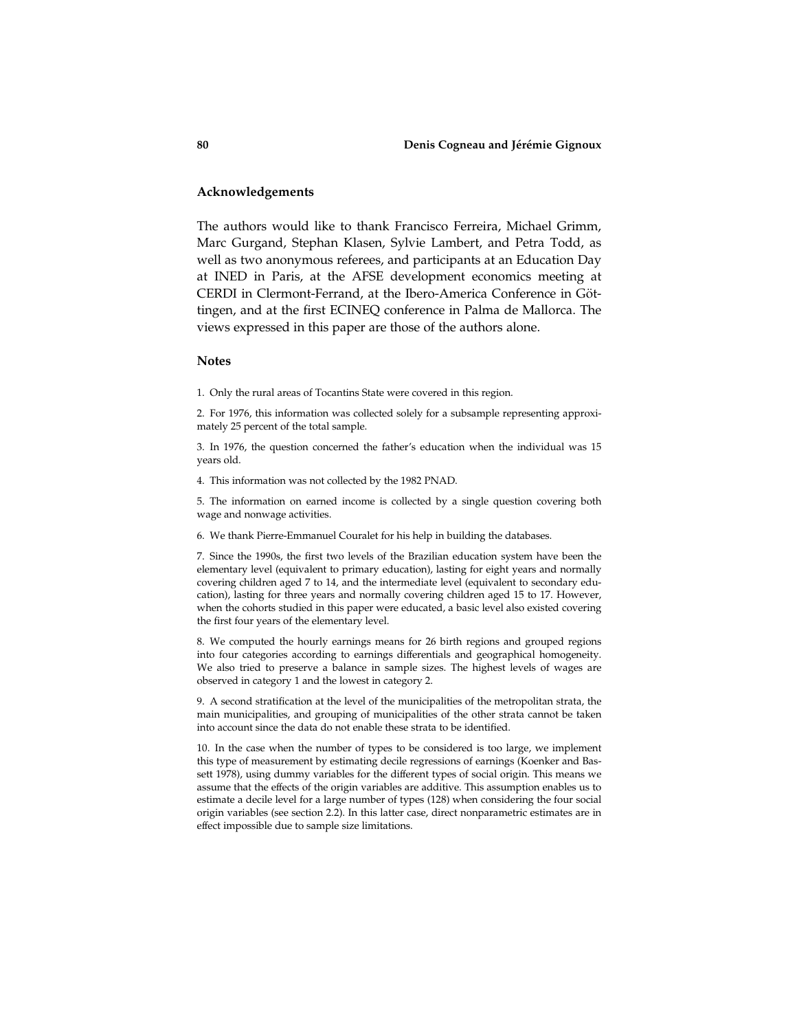## Acknowledgements

The authors would like to thank Francisco Ferreira, Michael Grimm, Marc Gurgand, Stephan Klasen, Sylvie Lambert, and Petra Todd, as well as two anonymous referees, and participants at an Education Day at INED in Paris, at the AFSE development economics meeting at CERDI in Clermont-Ferrand, at the Ibero-America Conference in Göttingen, and at the first ECINEQ conference in Palma de Mallorca. The views expressed in this paper are those of the authors alone.

## Notes

1. Only the rural areas of Tocantins State were covered in this region.

2. For 1976, this information was collected solely for a subsample representing approximately 25 percent of the total sample.

3. In 1976, the question concerned the father's education when the individual was 15 years old.

4. This information was not collected by the 1982 PNAD.

5. The information on earned income is collected by a single question covering both wage and nonwage activities.

6. We thank Pierre-Emmanuel Couralet for his help in building the databases.

7. Since the 1990s, the first two levels of the Brazilian education system have been the elementary level (equivalent to primary education), lasting for eight years and normally covering children aged 7 to 14, and the intermediate level (equivalent to secondary education), lasting for three years and normally covering children aged 15 to 17. However, when the cohorts studied in this paper were educated, a basic level also existed covering the first four years of the elementary level.

8. We computed the hourly earnings means for 26 birth regions and grouped regions into four categories according to earnings differentials and geographical homogeneity. We also tried to preserve a balance in sample sizes. The highest levels of wages are observed in category 1 and the lowest in category 2.

9. A second stratification at the level of the municipalities of the metropolitan strata, the main municipalities, and grouping of municipalities of the other strata cannot be taken into account since the data do not enable these strata to be identified.

10. In the case when the number of types to be considered is too large, we implement this type of measurement by estimating decile regressions of earnings (Koenker and Bassett 1978), using dummy variables for the different types of social origin. This means we assume that the effects of the origin variables are additive. This assumption enables us to estimate a decile level for a large number of types (128) when considering the four social origin variables (see section 2.2). In this latter case, direct nonparametric estimates are in effect impossible due to sample size limitations.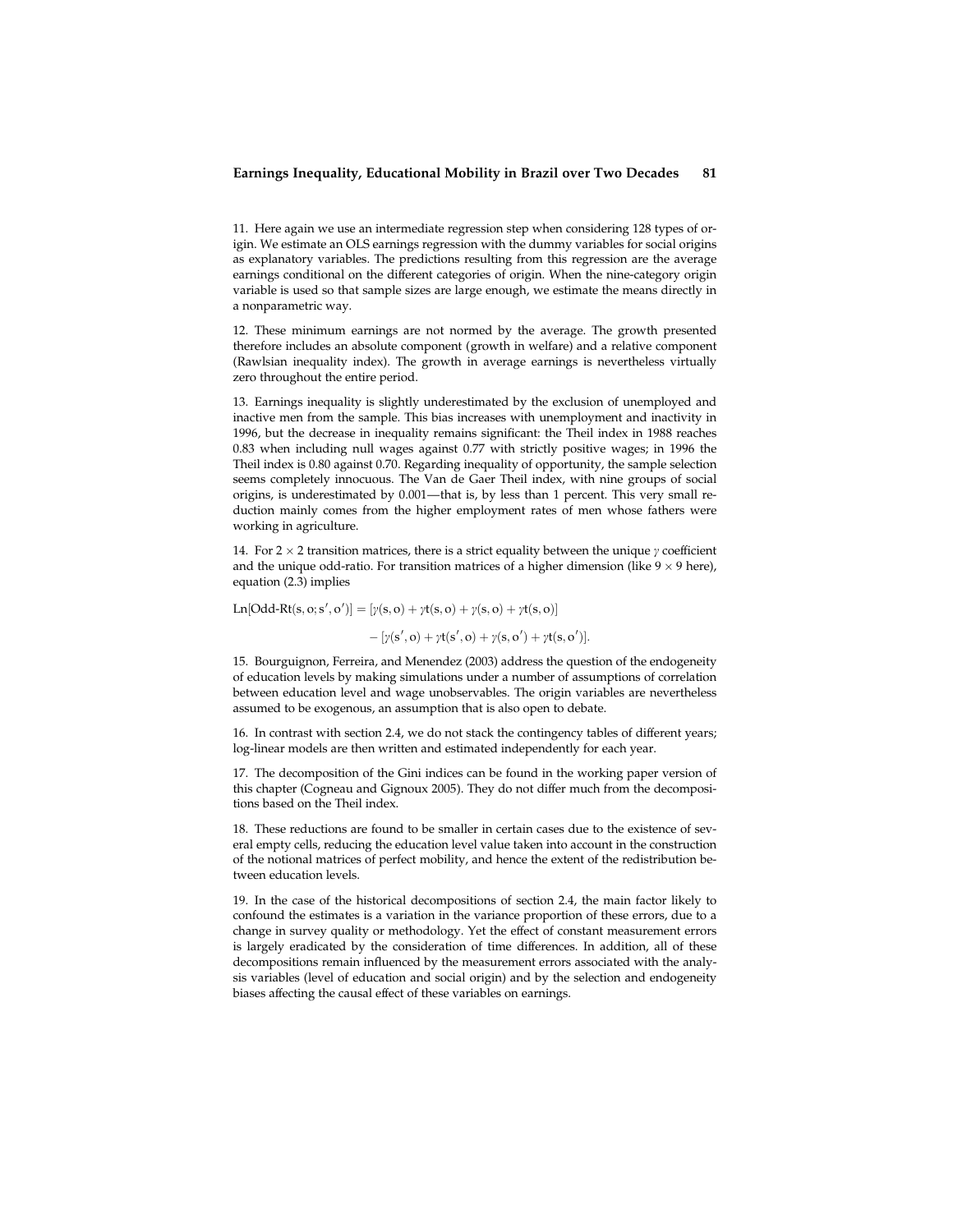11. Here again we use an intermediate regression step when considering 128 types of origin. We estimate an OLS earnings regression with the dummy variables for social origins as explanatory variables. The predictions resulting from this regression are the average earnings conditional on the different categories of origin. When the nine-category origin variable is used so that sample sizes are large enough, we estimate the means directly in a nonparametric way.

12. These minimum earnings are not normed by the average. The growth presented therefore includes an absolute component (growth in welfare) and a relative component (Rawlsian inequality index). The growth in average earnings is nevertheless virtually zero throughout the entire period.

13. Earnings inequality is slightly underestimated by the exclusion of unemployed and inactive men from the sample. This bias increases with unemployment and inactivity in 1996, but the decrease in inequality remains significant: the Theil index in 1988 reaches 0.83 when including null wages against 0.77 with strictly positive wages; in 1996 the Theil index is 0.80 against 0.70. Regarding inequality of opportunity, the sample selection seems completely innocuous. The Van de Gaer Theil index, with nine groups of social origins, is underestimated by 0.001—that is, by less than 1 percent. This very small reduction mainly comes from the higher employment rates of men whose fathers were working in agriculture.

14. For $2 \times 2$ transition matrices, there is a strict equality between the unique $\gamma$ coefficient and the unique odd-ratio. For transition matrices of a higher dimension (like $9 \times 9$ here), equation (2.3) implies

$$\mathrm{Ln}[\text{Odd-Rt}(s, o; s', o')] = [\gamma(s, o) + \gamma t(s, o) + \gamma(s, o) + \gamma t(s, o)] - [\gamma(s', o) + \gamma t(s', o) + \gamma(s, o') + \gamma t(s, o')].$$

15. Bourguignon, Ferreira, and Menendez (2003) address the question of the endogeneity of education levels by making simulations under a number of assumptions of correlation between education level and wage unobservables. The origin variables are nevertheless assumed to be exogenous, an assumption that is also open to debate.

16. In contrast with section 2.4, we do not stack the contingency tables of different years; log-linear models are then written and estimated independently for each year.

17. The decomposition of the Gini indices can be found in the working paper version of this chapter (Cogneau and Gignoux 2005). They do not differ much from the decompositions based on the Theil index.

18. These reductions are found to be smaller in certain cases due to the existence of several empty cells, reducing the education level value taken into account in the construction of the notional matrices of perfect mobility, and hence the extent of the redistribution between education levels.

19. In the case of the historical decompositions of section 2.4, the main factor likely to confound the estimates is a variation in the variance proportion of these errors, due to a change in survey quality or methodology. Yet the effect of constant measurement errors is largely eradicated by the consideration of time differences. In addition, all of these decompositions remain influenced by the measurement errors associated with the analysis variables (level of education and social origin) and by the selection and endogeneity biases affecting the causal effect of these variables on earnings.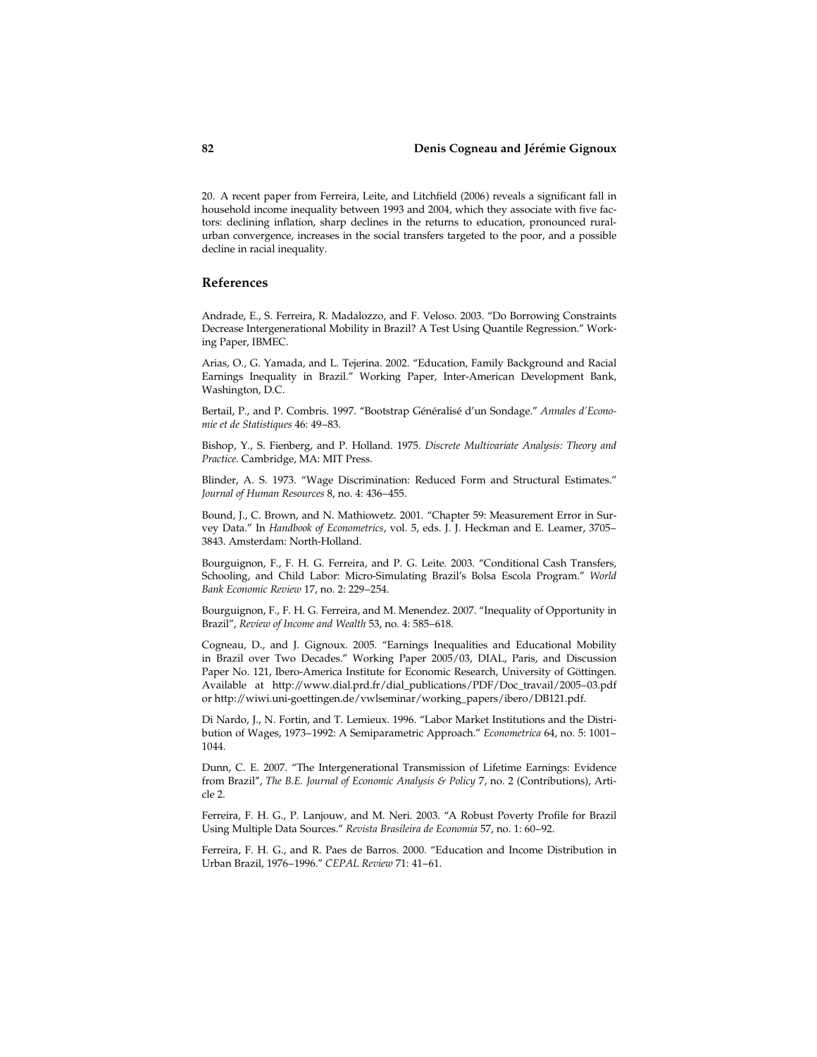20. A recent paper from Ferreira, Leite, and Litchfield (2006) reveals a significant fall in household income inequality between 1993 and 2004, which they associate with five factors: declining inflation, sharp declines in the returns to education, pronounced rural-urban convergence, increases in the social transfers targeted to the poor, and a possible decline in racial inequality.

## References

Andrade, E., S. Ferreira, R. Madalozzo, and F. Veloso. 2003. "Do Borrowing Constraints Decrease Intergenerational Mobility in Brazil? A Test Using Quantile Regression." Working Paper, IBMEC.

Arias, O., G. Yamada, and L. Tejerina. 2002. "Education, Family Background and Racial Earnings Inequality in Brazil." Working Paper, Inter-American Development Bank, Washington, D.C.

Bertail, P., and P. Combris. 1997. "Bootstrap Généralisé d'un Sondage." *Annales d'Economie et de Statistiques* 46: 49–83.

Bishop, Y., S. Fienberg, and P. Holland. 1975. *Discrete Multivariate Analysis: Theory and Practice*. Cambridge, MA: MIT Press.

Blinder, A. S. 1973. "Wage Discrimination: Reduced Form and Structural Estimates." *Journal of Human Resources* 8, no. 4: 436–455.

Bound, J., C. Brown, and N. Mathiowetz. 2001. "Chapter 59: Measurement Error in Survey Data." In *Handbook of Econometrics*, vol. 5, eds. J. J. Heckman and E. Leamer, 3705–3843. Amsterdam: North-Holland.

Bourguignon, F., F. H. G. Ferreira, and P. G. Leite. 2003. "Conditional Cash Transfers, Schooling, and Child Labor: Micro-Simulating Brazil's Bolsa Escola Program." *World Bank Economic Review* 17, no. 2: 229–254.

Bourguignon, F., F. H. G. Ferreira, and M. Menendez. 2007. "Inequality of Opportunity in Brazil", *Review of Income and Wealth* 53, no. 4: 585–618.

Cogneau, D., and J. Gignoux. 2005. "Earnings Inequalities and Educational Mobility in Brazil over Two Decades." Working Paper 2005/03, DIAL, Paris, and Discussion Paper No. 121, Ibero-America Institute for Economic Research, University of Göttingen. Available at http://www.dial.prd.fr/dial_publications/PDF/Doc_travail/2005–03.pdf or http://wiwi.uni-goettingen.de/vwlseminar/working_papers/ibero/DB121.pdf.

Di Nardo, J., N. Fortin, and T. Lemieux. 1996. "Labor Market Institutions and the Distribution of Wages, 1973–1992: A Semiparametric Approach." *Econometrica* 64, no. 5: 1001–1044.

Dunn, C. E. 2007. "The Intergenerational Transmission of Lifetime Earnings: Evidence from Brazil", *The B.E. Journal of Economic Analysis & Policy* 7, no. 2 (Contributions), Article 2.

Ferreira, F. H. G., P. Lanjouw, and M. Neri. 2003. "A Robust Poverty Profile for Brazil Using Multiple Data Sources." *Revista Brasileira de Economia* 57, no. 1: 60–92.

Ferreira, F. H. G., and R. Paes de Barros. 2000. "Education and Income Distribution in Urban Brazil, 1976–1996." *CEPAL Review* 71: 41–61.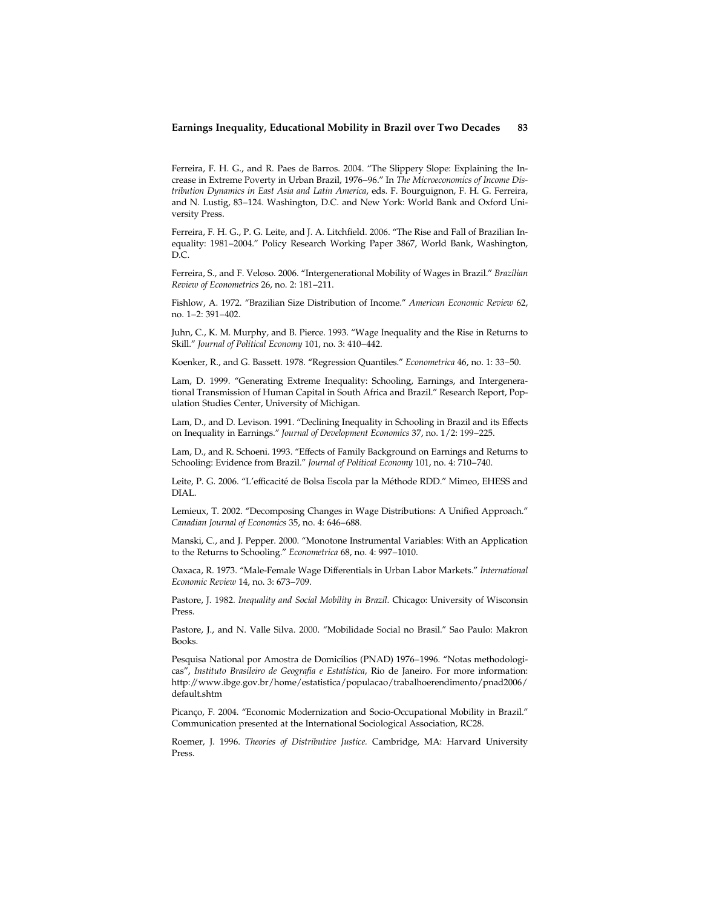Ferreira, F. H. G., and R. Paes de Barros. 2004. "The Slippery Slope: Explaining the Increase in Extreme Poverty in Urban Brazil, 1976–96." In *The Microeconomics of Income Distribution Dynamics in East Asia and Latin America*, eds. F. Bourguignon, F. H. G. Ferreira, and N. Lustig, 83–124. Washington, D.C. and New York: World Bank and Oxford University Press.

Ferreira, F. H. G., P. G. Leite, and J. A. Litchfield. 2006. "The Rise and Fall of Brazilian Inequality: 1981–2004." Policy Research Working Paper 3867, World Bank, Washington, D.C.

Ferreira, S., and F. Veloso. 2006. "Intergenerational Mobility of Wages in Brazil." *Brazilian Review of Econometrics* 26, no. 2: 181–211.

Fishlow, A. 1972. "Brazilian Size Distribution of Income." *American Economic Review* 62, no. 1–2: 391–402.

Juhn, C., K. M. Murphy, and B. Pierce. 1993. "Wage Inequality and the Rise in Returns to Skill." *Journal of Political Economy* 101, no. 3: 410–442.

Koenker, R., and G. Bassett. 1978. "Regression Quantiles." *Econometrica* 46, no. 1: 33–50.

Lam, D. 1999. "Generating Extreme Inequality: Schooling, Earnings, and Intergenerational Transmission of Human Capital in South Africa and Brazil." Research Report, Population Studies Center, University of Michigan.

Lam, D., and D. Levison. 1991. "Declining Inequality in Schooling in Brazil and its Effects on Inequality in Earnings." *Journal of Development Economics* 37, no. 1/2: 199–225.

Lam, D., and R. Schoeni. 1993. "Effects of Family Background on Earnings and Returns to Schooling: Evidence from Brazil." *Journal of Political Economy* 101, no. 4: 710–740.

Leite, P. G. 2006. "L'efficacité de Bolsa Escola par la Méthode RDD." Mimeo, EHESS and DIAL.

Lemieux, T. 2002. "Decomposing Changes in Wage Distributions: A Unified Approach." *Canadian Journal of Economics* 35, no. 4: 646–688.

Manski, C., and J. Pepper. 2000. "Monotone Instrumental Variables: With an Application to the Returns to Schooling." *Econometrica* 68, no. 4: 997–1010.

Oaxaca, R. 1973. "Male-Female Wage Differentials in Urban Labor Markets." *International Economic Review* 14, no. 3: 673–709.

Pastore, J. 1982. *Inequality and Social Mobility in Brazil*. Chicago: University of Wisconsin Press.

Pastore, J., and N. Valle Silva. 2000. "Mobilidade Social no Brasil." Sao Paulo: Makron Books.

Pesquisa National por Amostra de Domicílios (PNAD) 1976–1996. "Notas methodologicas", *Instituto Brasileiro de Geografia e Estatística*, Rio de Janeiro. For more information: http://www.ibge.gov.br/home/estatistica/populacao/trabalhoerendimento/pnad2006/default.shtm

Picanço, F. 2004. "Economic Modernization and Socio-Occupational Mobility in Brazil." Communication presented at the International Sociological Association, RC28.

Roemer, J. 1996. *Theories of Distributive Justice*. Cambridge, MA: Harvard University Press.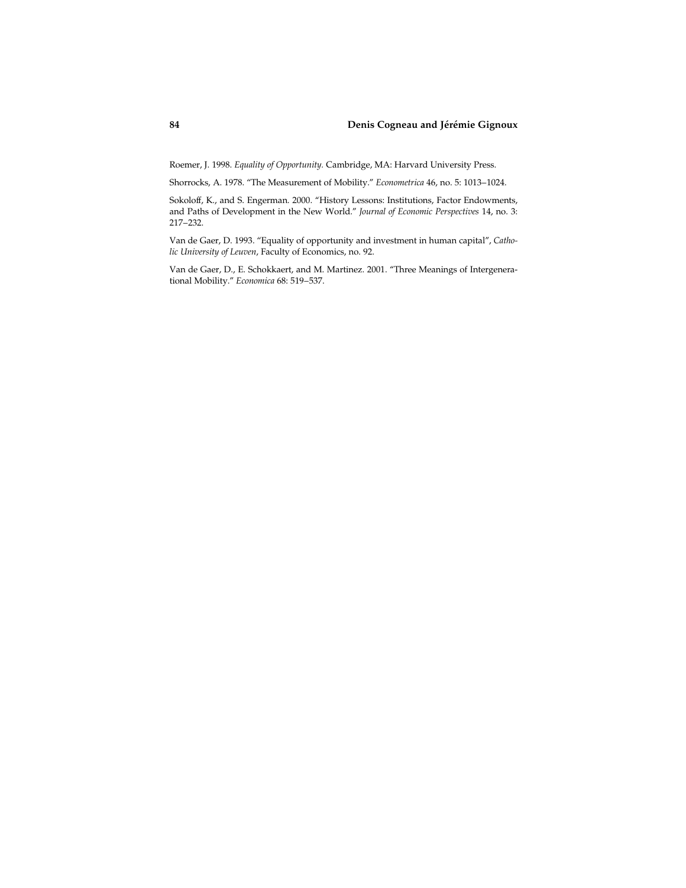Roemer, J. 1998. *Equality of Opportunity*. Cambridge, MA: Harvard University Press.

Shorrocks, A. 1978. "The Measurement of Mobility." *Econometrica* 46, no. 5: 1013–1024.

Sokoloff, K., and S. Engerman. 2000. "History Lessons: Institutions, Factor Endowments, and Paths of Development in the New World." *Journal of Economic Perspectives* 14, no. 3: 217–232.

Van de Gaer, D. 1993. "Equality of opportunity and investment in human capital", *Catholic University of Leuven*, Faculty of Economics, no. 92.

Van de Gaer, D., E. Schokkaert, and M. Martinez. 2001. "Three Meanings of Intergenerational Mobility." *Economica* 68: 519–537.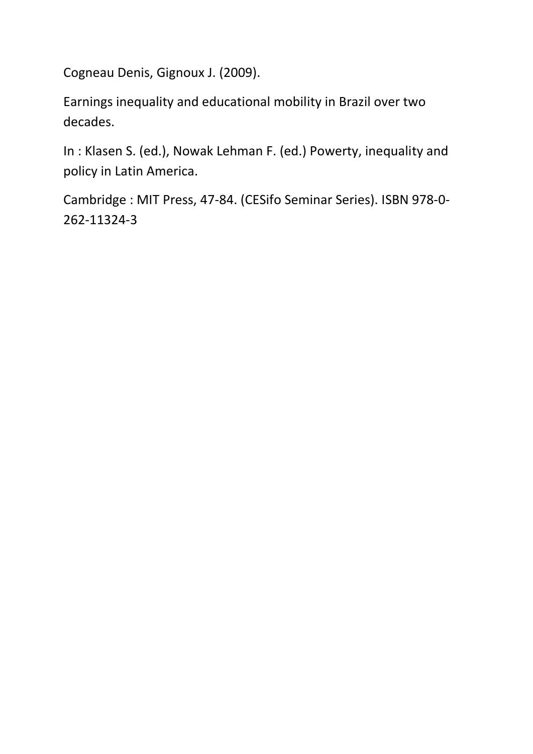Cogneau Denis, Gignoux J. (2009).

Earnings inequality and educational mobility in Brazil over two decades.

In : Klasen S. (ed.), Nowak Lehman F. (ed.) Powerty, inequality and policy in Latin America.

Cambridge : MIT Press, 47-84. (CESifo Seminar Series). ISBN 978-0-262-11324-3